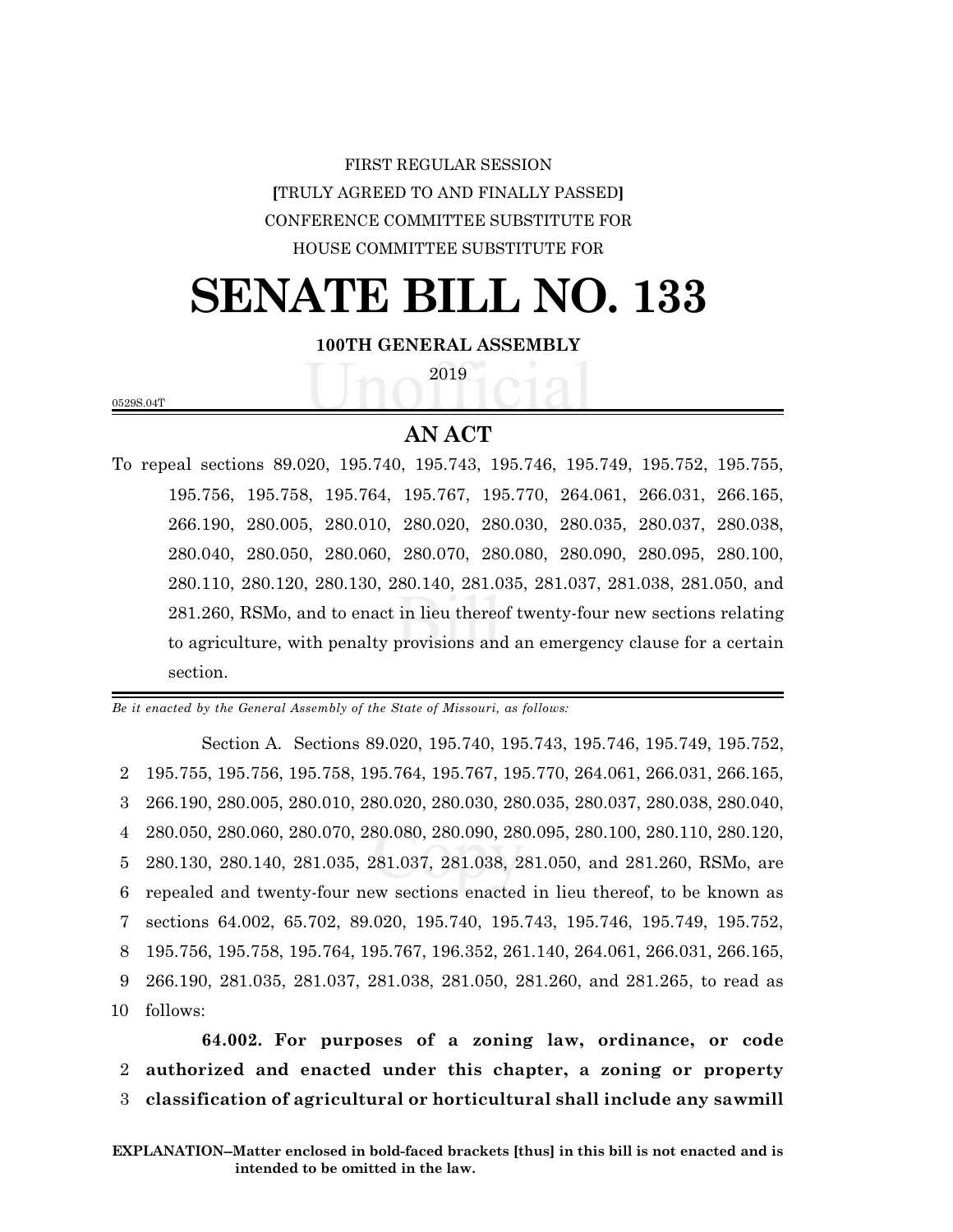FIRST REGULAR SESSION

[TRULY AGREED TO AND FINALLY PASSED]

CONFERENCE COMMITTEE SUBSTITUTE FOR

HOUSE COMMITTEE SUBSTITUTE FOR

# SENATE BILL NO. 133

**100TH GENERAL ASSEMBLY**

2019

0529S.04T

## AN ACT

To repeal sections 89.020, 195.740, 195.743, 195.746, 195.749, 195.752, 195.755, 195.756, 195.758, 195.764, 195.767, 195.770, 264.061, 266.031, 266.165, 266.190, 280.005, 280.010, 280.020, 280.030, 280.035, 280.037, 280.038, 280.040, 280.050, 280.060, 280.070, 280.080, 280.090, 280.095, 280.100, 280.110, 280.120, 280.130, 280.140, 281.035, 281.037, 281.038, 281.050, and 281.260, RSMo, and to enact in lieu thereof twenty-four new sections relating to agriculture, with penalty provisions and an emergency clause for a certain section.

*Be it enacted by the General Assembly of the State of Missouri, as follows:*

Section A. Sections 89.020, 195.740, 195.743, 195.746, 195.749, 195.752, 195.755, 195.756, 195.758, 195.764, 195.767, 195.770, 264.061, 266.031, 266.165, 266.190, 280.005, 280.010, 280.020, 280.030, 280.035, 280.037, 280.038, 280.040, 280.050, 280.060, 280.070, 280.080, 280.090, 280.095, 280.100, 280.110, 280.120, 280.130, 280.140, 281.035, 281.037, 281.038, 281.050, and 281.260, RSMo, are repealed and twenty-four new sections enacted in lieu thereof, to be known as sections 64.002, 65.702, 89.020, 195.740, 195.743, 195.746, 195.749, 195.752, 195.756, 195.758, 195.764, 195.767, 196.352, 261.140, 264.061, 266.031, 266.165, 266.190, 281.035, 281.037, 281.038, 281.050, 281.260, and 281.265, to read as follows:

**64.002. For purposes of a zoning law, ordinance, or code authorized and enacted under this chapter, a zoning or property classification of agricultural or horticultural shall include any sawmill**

**EXPLANATION–Matter enclosed in bold-faced brackets [thus] in this bill is not enacted and is intended to be omitted in the law.**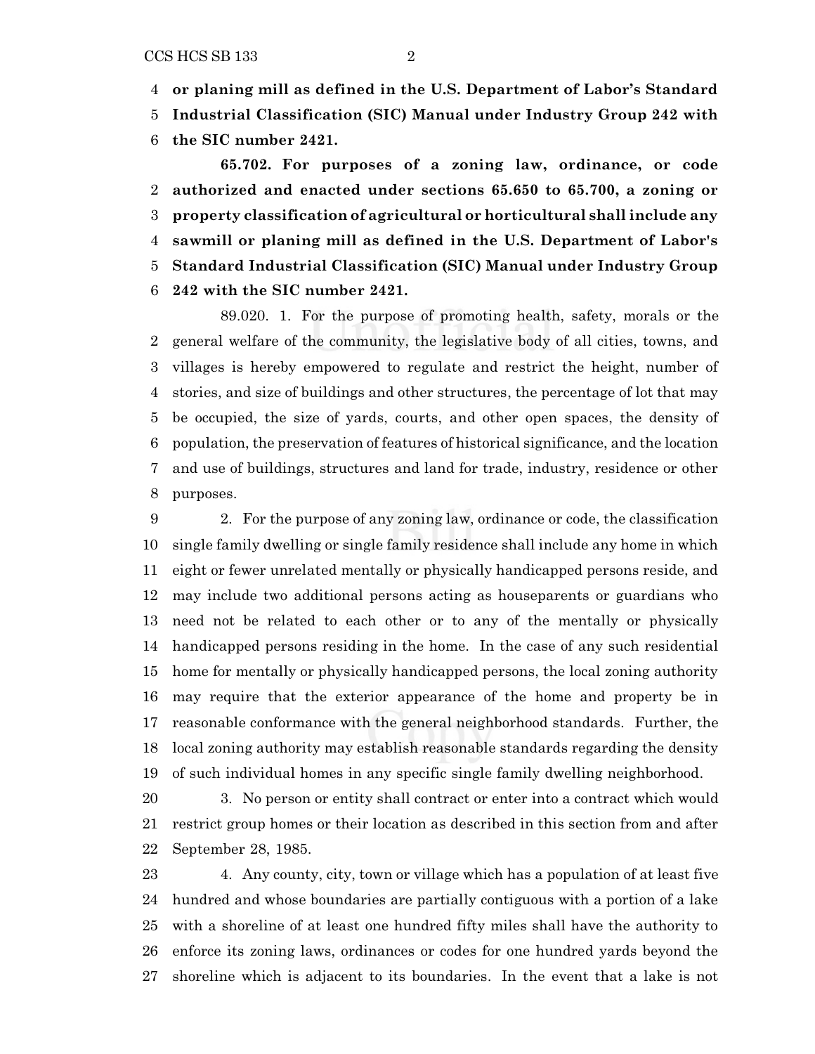**or planing mill as defined in the U.S. Department of Labor's Standard Industrial Classification (SIC) Manual under Industry Group 242 with the SIC number 2421.**

**65.702. For purposes of a zoning law, ordinance, or code authorized and enacted under sections 65.650 to 65.700, a zoning or property classification of agricultural or horticultural shall include any sawmill or planing mill as defined in the U.S. Department of Labor's Standard Industrial Classification (SIC) Manual under Industry Group 242 with the SIC number 2421.**

89.020. 1. For the purpose of promoting health, safety, morals or the general welfare of the community, the legislative body of all cities, towns, and villages is hereby empowered to regulate and restrict the height, number of stories, and size of buildings and other structures, the percentage of lot that may be occupied, the size of yards, courts, and other open spaces, the density of population, the preservation of features of historical significance, and the location and use of buildings, structures and land for trade, industry, residence or other purposes.

2. For the purpose of any zoning law, ordinance or code, the classification single family dwelling or single family residence shall include any home in which eight or fewer unrelated mentally or physically handicapped persons reside, and may include two additional persons acting as houseparents or guardians who need not be related to each other or to any of the mentally or physically handicapped persons residing in the home. In the case of any such residential home for mentally or physically handicapped persons, the local zoning authority may require that the exterior appearance of the home and property be in reasonable conformance with the general neighborhood standards. Further, the local zoning authority may establish reasonable standards regarding the density of such individual homes in any specific single family dwelling neighborhood.

3. No person or entity shall contract or enter into a contract which would restrict group homes or their location as described in this section from and after September 28, 1985.

4. Any county, city, town or village which has a population of at least five hundred and whose boundaries are partially contiguous with a portion of a lake with a shoreline of at least one hundred fifty miles shall have the authority to enforce its zoning laws, ordinances or codes for one hundred yards beyond the shoreline which is adjacent to its boundaries. In the event that a lake is not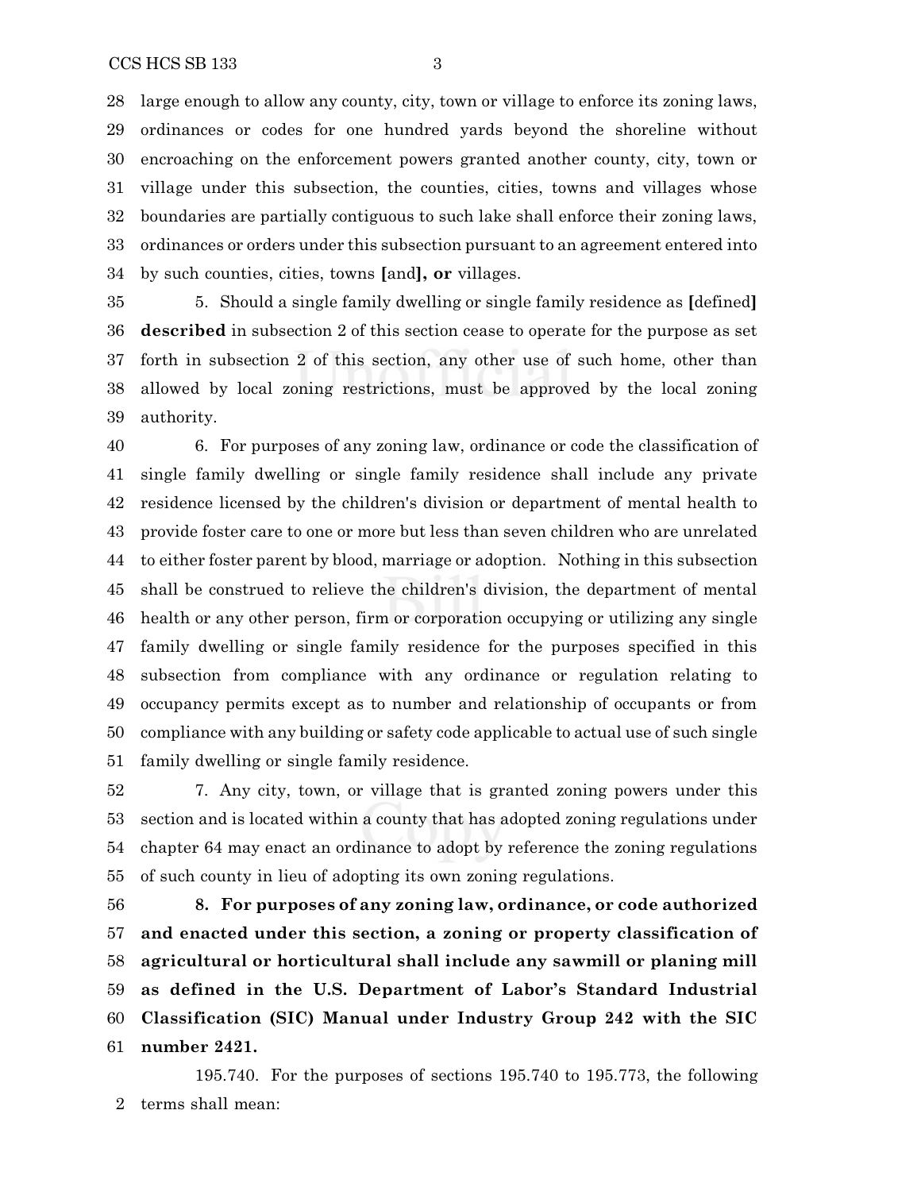large enough to allow any county, city, town or village to enforce its zoning laws, ordinances or codes for one hundred yards beyond the shoreline without encroaching on the enforcement powers granted another county, city, town or village under this subsection, the counties, cities, towns and villages whose boundaries are partially contiguous to such lake shall enforce their zoning laws, ordinances or orders under this subsection pursuant to an agreement entered into by such counties, cities, towns **[**and**], or** villages.

5. Should a single family dwelling or single family residence as **[**defined**]** **described** in subsection 2 of this section cease to operate for the purpose as set forth in subsection 2 of this section, any other use of such home, other than allowed by local zoning restrictions, must be approved by the local zoning authority.

6. For purposes of any zoning law, ordinance or code the classification of single family dwelling or single family residence shall include any private residence licensed by the children's division or department of mental health to provide foster care to one or more but less than seven children who are unrelated to either foster parent by blood, marriage or adoption. Nothing in this subsection shall be construed to relieve the children's division, the department of mental health or any other person, firm or corporation occupying or utilizing any single family dwelling or single family residence for the purposes specified in this subsection from compliance with any ordinance or regulation relating to occupancy permits except as to number and relationship of occupants or from compliance with any building or safety code applicable to actual use of such single family dwelling or single family residence.

7. Any city, town, or village that is granted zoning powers under this section and is located within a county that has adopted zoning regulations under chapter 64 may enact an ordinance to adopt by reference the zoning regulations of such county in lieu of adopting its own zoning regulations.

**8. For purposes of any zoning law, ordinance, or code authorized and enacted under this section, a zoning or property classification of agricultural or horticultural shall include any sawmill or planing mill as defined in the U.S. Department of Labor's Standard Industrial Classification (SIC) Manual under Industry Group 242 with the SIC number 2421.**

195.740. For the purposes of sections 195.740 to 195.773, the following terms shall mean: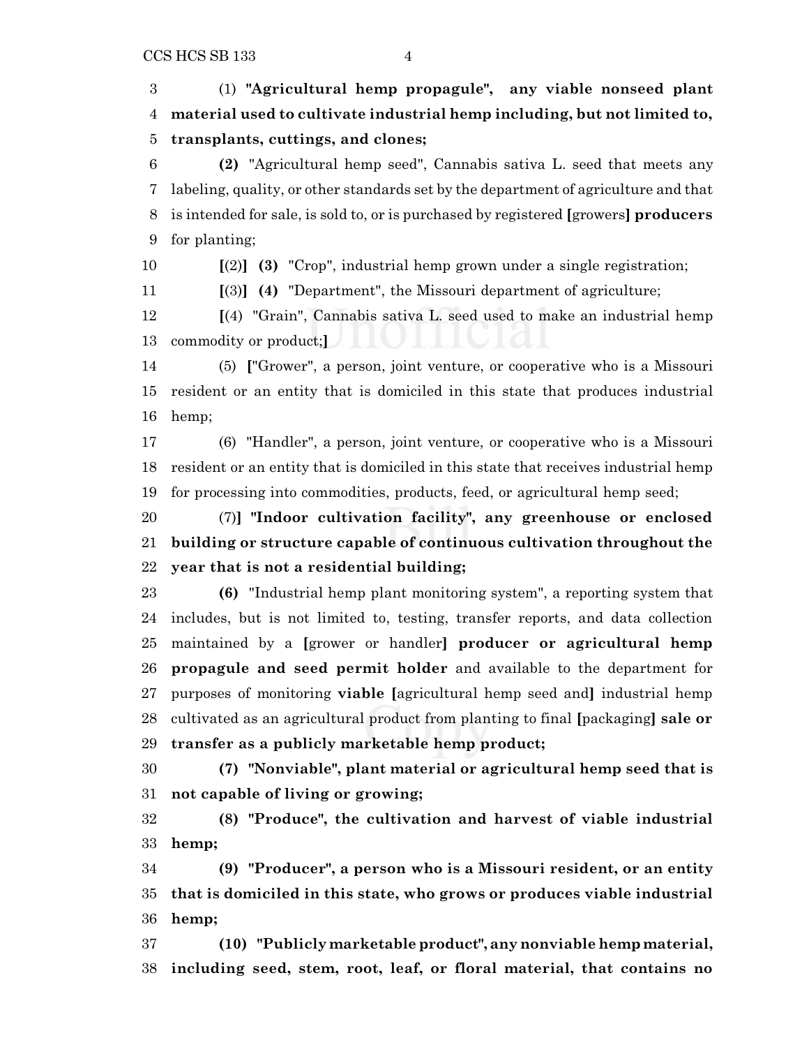(1) **"Agricultural hemp propagule", any viable nonseed plant material used to cultivate industrial hemp including, but not limited to, transplants, cuttings, and clones;**

**(2)** "Agricultural hemp seed", Cannabis sativa L. seed that meets any labeling, quality, or other standards set by the department of agriculture and that is intended for sale, is sold to, or is purchased by registered **[**growers**] producers** for planting;

**[**(2)**] (3)** "Crop", industrial hemp grown under a single registration;

**[**(3)**] (4)** "Department", the Missouri department of agriculture;

**[**(4) "Grain", Cannabis sativa L. seed used to make an industrial hemp commodity or product;**]**

(5) **[**"Grower", a person, joint venture, or cooperative who is a Missouri resident or an entity that is domiciled in this state that produces industrial hemp;

(6) "Handler", a person, joint venture, or cooperative who is a Missouri resident or an entity that is domiciled in this state that receives industrial hemp for processing into commodities, products, feed, or agricultural hemp seed;

(7)**] "Indoor cultivation facility", any greenhouse or enclosed building or structure capable of continuous cultivation throughout the year that is not a residential building;**

**(6)** "Industrial hemp plant monitoring system", a reporting system that includes, but is not limited to, testing, transfer reports, and data collection maintained by a **[**grower or handler**] producer or agricultural hemp propagule and seed permit holder** and available to the department for purposes of monitoring **viable [**agricultural hemp seed and**]** industrial hemp cultivated as an agricultural product from planting to final **[**packaging**] sale or transfer as a publicly marketable hemp product;**

**(7) "Nonviable", plant material or agricultural hemp seed that is not capable of living or growing;**

**(8) "Produce", the cultivation and harvest of viable industrial hemp;**

**(9) "Producer", a person who is a Missouri resident, or an entity that is domiciled in this state, who grows or produces viable industrial hemp;**

**(10) "Publicly marketable product", any nonviable hemp material, including seed, stem, root, leaf, or floral material, that contains no**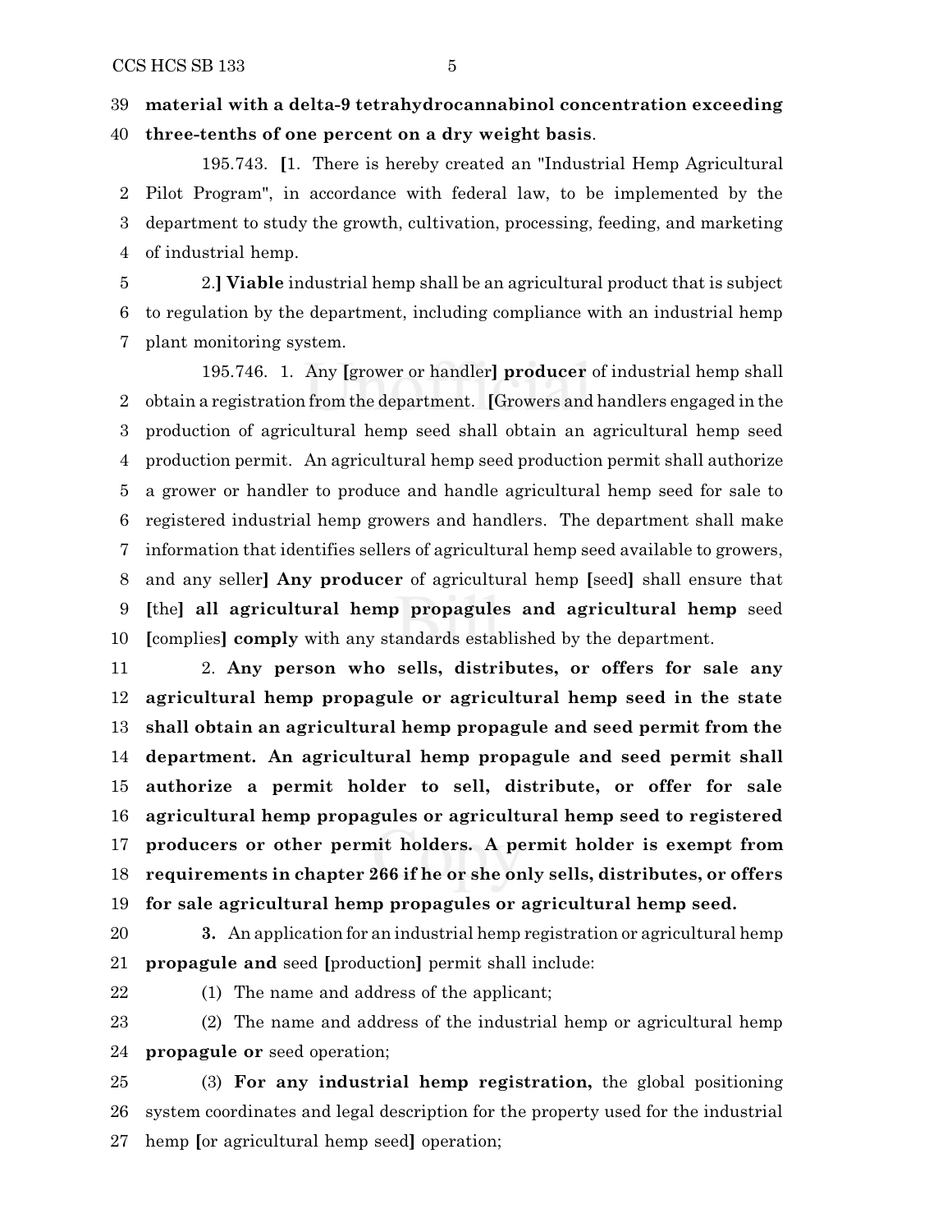**material with a delta-9 tetrahydrocannabinol concentration exceeding three-tenths of one percent on a dry weight basis**.

195.743. [1. There is hereby created an "Industrial Hemp Agricultural Pilot Program", in accordance with federal law, to be implemented by the department to study the growth, cultivation, processing, feeding, and marketing of industrial hemp.

2.] **Viable** industrial hemp shall be an agricultural product that is subject to regulation by the department, including compliance with an industrial hemp plant monitoring system.

195.746. 1. Any [grower or handler] **producer** of industrial hemp shall obtain a registration from the department. [Growers and handlers engaged in the production of agricultural hemp seed shall obtain an agricultural hemp seed production permit. An agricultural hemp seed production permit shall authorize a grower or handler to produce and handle agricultural hemp seed for sale to registered industrial hemp growers and handlers. The department shall make information that identifies sellers of agricultural hemp seed available to growers, and any seller] **Any producer** of agricultural hemp [seed] shall ensure that [the] **all agricultural hemp propagules and agricultural hemp** seed [complies] **comply** with any standards established by the department.

2. **Any person who sells, distributes, or offers for sale any agricultural hemp propagule or agricultural hemp seed in the state shall obtain an agricultural hemp propagule and seed permit from the department. An agricultural hemp propagule and seed permit shall authorize a permit holder to sell, distribute, or offer for sale agricultural hemp propagules or agricultural hemp seed to registered producers or other permit holders. A permit holder is exempt from requirements in chapter 266 if he or she only sells, distributes, or offers for sale agricultural hemp propagules or agricultural hemp seed.**

**3.** An application for an industrial hemp registration or agricultural hemp **propagule and** seed [production] permit shall include:

(1) The name and address of the applicant;

(2) The name and address of the industrial hemp or agricultural hemp **propagule or** seed operation;

(3) **For any industrial hemp registration,** the global positioning system coordinates and legal description for the property used for the industrial hemp [or agricultural hemp seed] operation;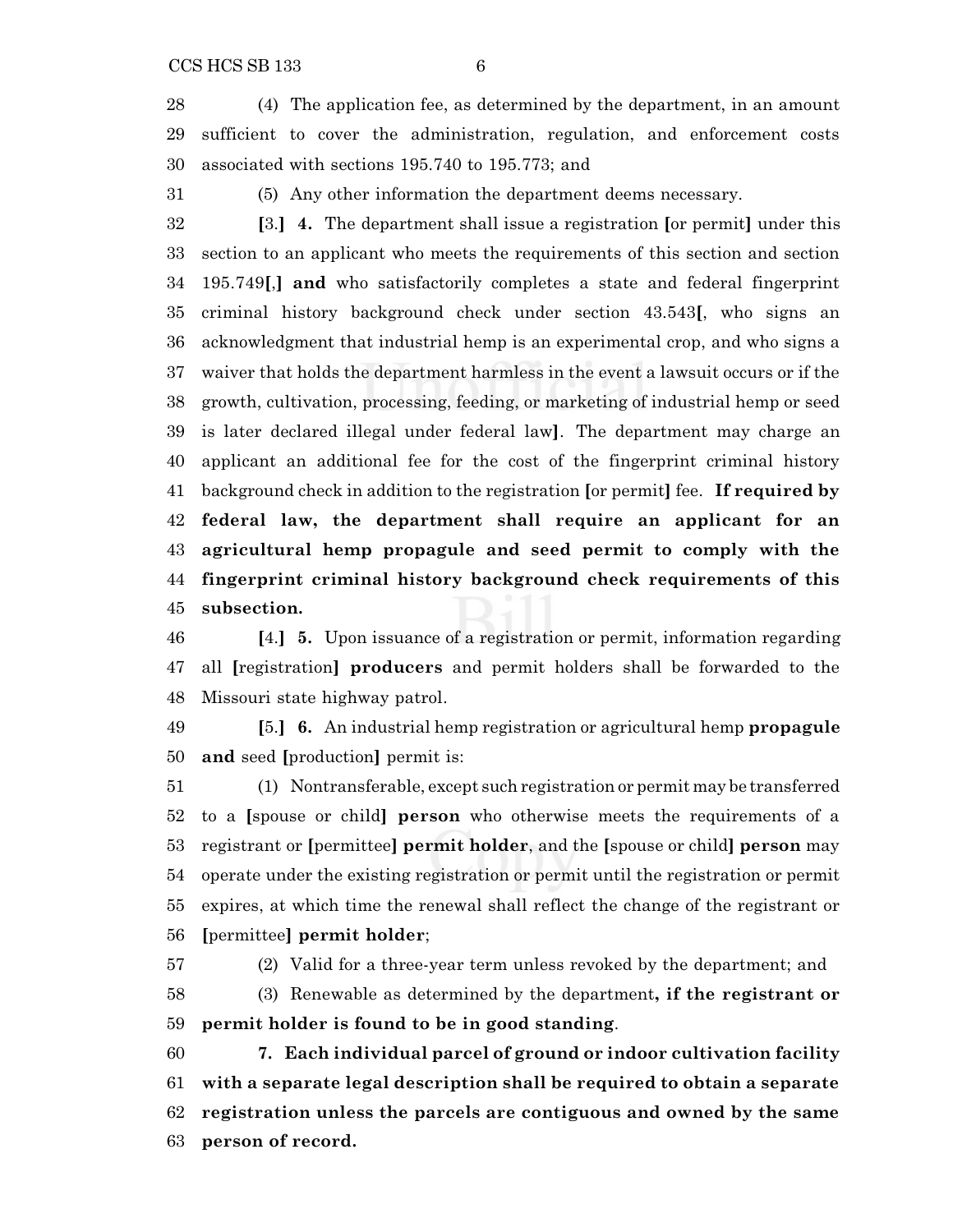(4) The application fee, as determined by the department, in an amount sufficient to cover the administration, regulation, and enforcement costs associated with sections 195.740 to 195.773; and

(5) Any other information the department deems necessary.

[3.] **4.** The department shall issue a registration [or permit] under this section to an applicant who meets the requirements of this section and section 195.749[,] **and** who satisfactorily completes a state and federal fingerprint criminal history background check under section 43.543[, who signs an acknowledgment that industrial hemp is an experimental crop, and who signs a waiver that holds the department harmless in the event a lawsuit occurs or if the growth, cultivation, processing, feeding, or marketing of industrial hemp or seed is later declared illegal under federal law]. The department may charge an applicant an additional fee for the cost of the fingerprint criminal history background check in addition to the registration [or permit] fee. **If required by federal law, the department shall require an applicant for an agricultural hemp propagule and seed permit to comply with the fingerprint criminal history background check requirements of this subsection.**

[4.] **5.** Upon issuance of a registration or permit, information regarding all [registration] **producers** and permit holders shall be forwarded to the Missouri state highway patrol.

[5.] **6.** An industrial hemp registration or agricultural hemp **propagule and** seed [production] permit is:

(1) Nontransferable, except such registration or permit may be transferred to a [spouse or child] **person** who otherwise meets the requirements of a registrant or [permittee] **permit holder**, and the [spouse or child] **person** may operate under the existing registration or permit until the registration or permit expires, at which time the renewal shall reflect the change of the registrant or [permittee] **permit holder**;

(2) Valid for a three-year term unless revoked by the department; and

(3) Renewable as determined by the department**, if the registrant or permit holder is found to be in good standing**.

**7. Each individual parcel of ground or indoor cultivation facility with a separate legal description shall be required to obtain a separate registration unless the parcels are contiguous and owned by the same person of record.**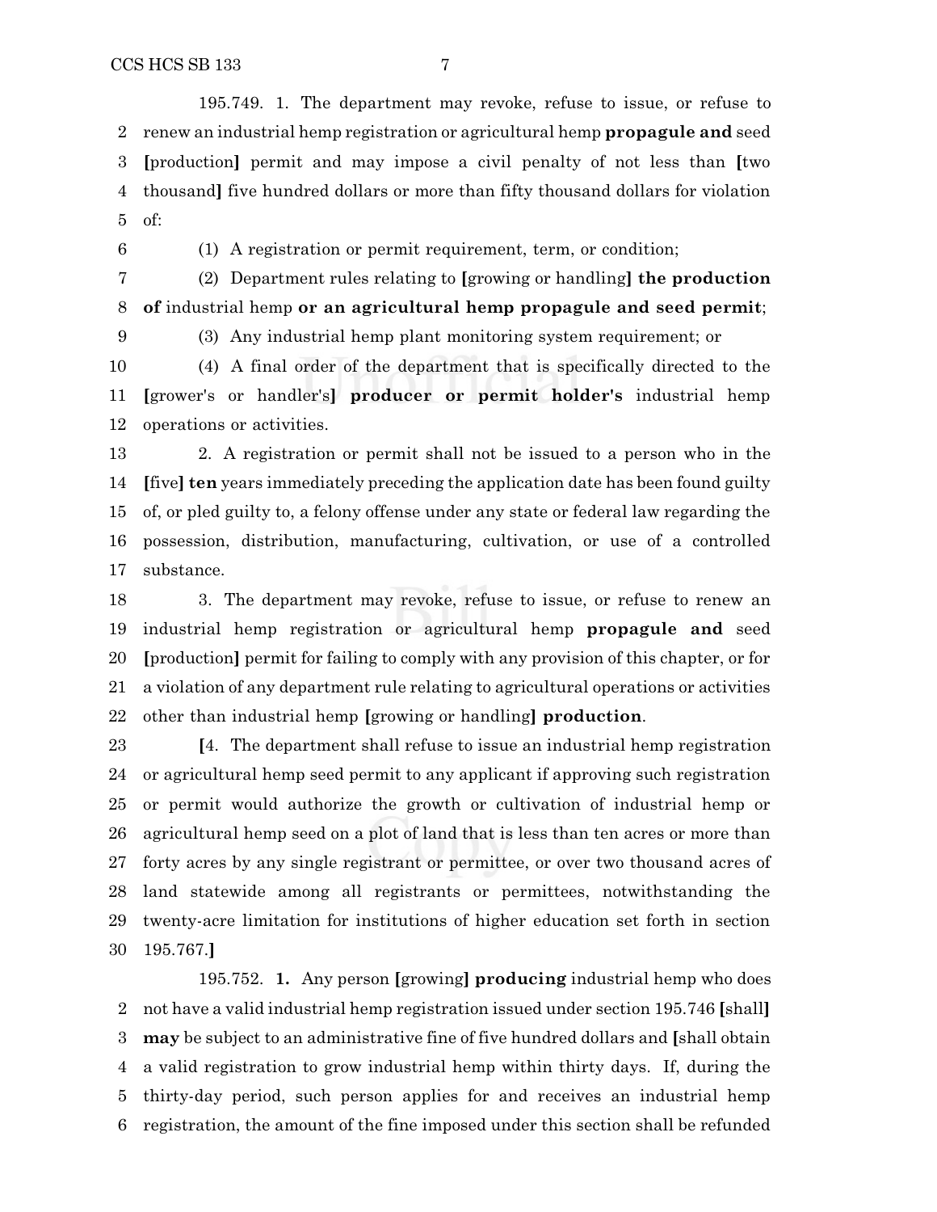195.749. 1. The department may revoke, refuse to issue, or refuse to renew an industrial hemp registration or agricultural hemp **propagule and** seed [production] permit and may impose a civil penalty of not less than [two thousand] five hundred dollars or more than fifty thousand dollars for violation of:

(1) A registration or permit requirement, term, or condition;

(2) Department rules relating to [growing or handling] **the production of** industrial hemp **or an agricultural hemp propagule and seed permit**;

(3) Any industrial hemp plant monitoring system requirement; or

(4) A final order of the department that is specifically directed to the [grower's or handler's] **producer or permit holder's** industrial hemp operations or activities.

2. A registration or permit shall not be issued to a person who in the [five] **ten** years immediately preceding the application date has been found guilty of, or pled guilty to, a felony offense under any state or federal law regarding the possession, distribution, manufacturing, cultivation, or use of a controlled substance.

3. The department may revoke, refuse to issue, or refuse to renew an industrial hemp registration or agricultural hemp **propagule and** seed [production] permit for failing to comply with any provision of this chapter, or for a violation of any department rule relating to agricultural operations or activities other than industrial hemp [growing or handling] **production**.

[4. The department shall refuse to issue an industrial hemp registration or agricultural hemp seed permit to any applicant if approving such registration or permit would authorize the growth or cultivation of industrial hemp or agricultural hemp seed on a plot of land that is less than ten acres or more than forty acres by any single registrant or permittee, or over two thousand acres of land statewide among all registrants or permittees, notwithstanding the twenty-acre limitation for institutions of higher education set forth in section 195.767.]

195.752. **1.** Any person [growing] **producing** industrial hemp who does not have a valid industrial hemp registration issued under section 195.746 [shall] **may** be subject to an administrative fine of five hundred dollars and [shall obtain a valid registration to grow industrial hemp within thirty days. If, during the thirty-day period, such person applies for and receives an industrial hemp registration, the amount of the fine imposed under this section shall be refunded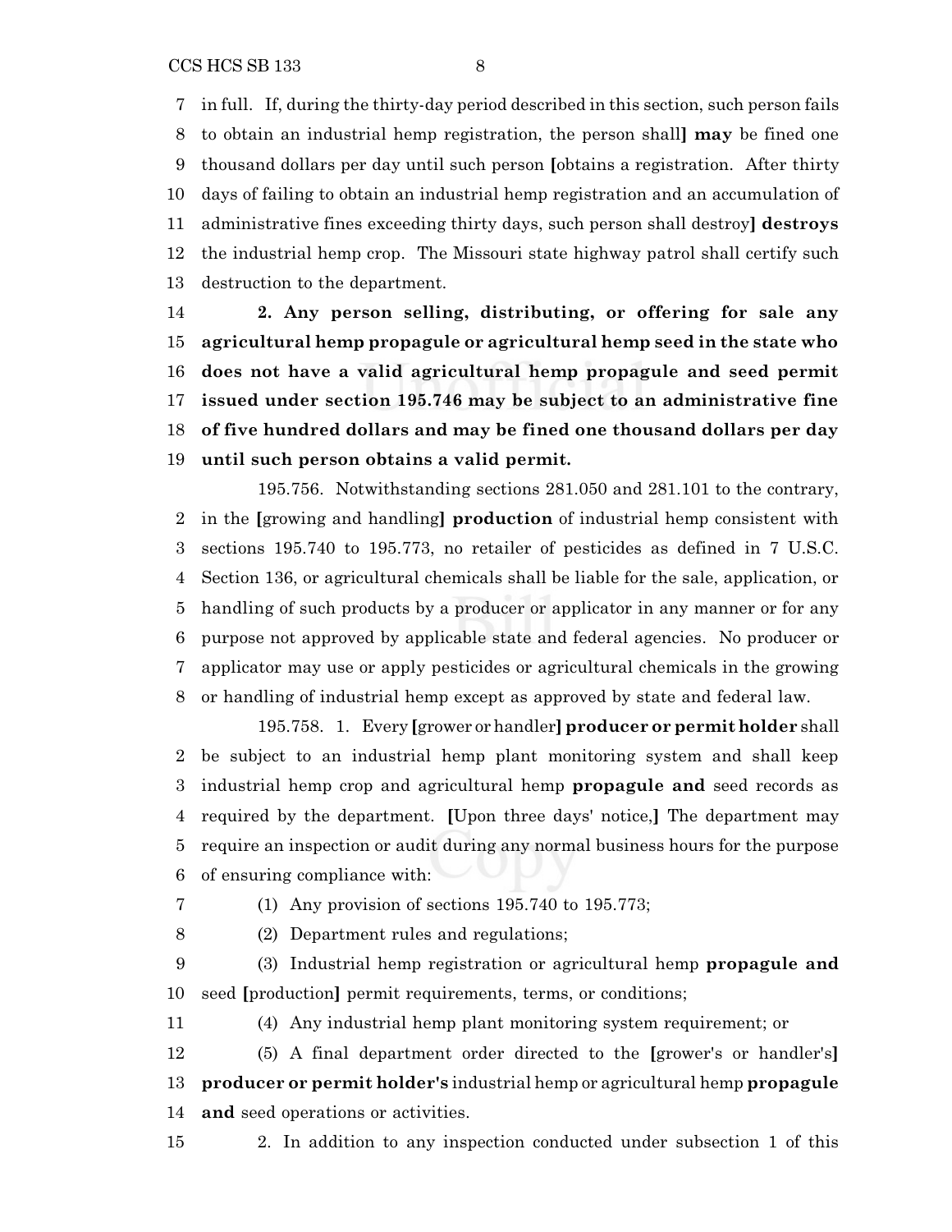in full. If, during the thirty-day period described in this section, such person fails to obtain an industrial hemp registration, the person shall] **may** be fined one thousand dollars per day until such person [obtains a registration. After thirty days of failing to obtain an industrial hemp registration and an accumulation of administrative fines exceeding thirty days, such person shall destroy] **destroys** the industrial hemp crop. The Missouri state highway patrol shall certify such destruction to the department.

**2. Any person selling, distributing, or offering for sale any agricultural hemp propagule or agricultural hemp seed in the state who does not have a valid agricultural hemp propagule and seed permit issued under section 195.746 may be subject to an administrative fine of five hundred dollars and may be fined one thousand dollars per day until such person obtains a valid permit.**

195.756. Notwithstanding sections 281.050 and 281.101 to the contrary, in the [growing and handling] **production** of industrial hemp consistent with sections 195.740 to 195.773, no retailer of pesticides as defined in 7 U.S.C. Section 136, or agricultural chemicals shall be liable for the sale, application, or handling of such products by a producer or applicator in any manner or for any purpose not approved by applicable state and federal agencies. No producer or applicator may use or apply pesticides or agricultural chemicals in the growing or handling of industrial hemp except as approved by state and federal law.

195.758. 1. Every [grower or handler] **producer or permit holder** shall be subject to an industrial hemp plant monitoring system and shall keep industrial hemp crop and agricultural hemp **propagule and** seed records as required by the department. [Upon three days' notice,] The department may require an inspection or audit during any normal business hours for the purpose of ensuring compliance with:

(1) Any provision of sections 195.740 to 195.773;

(2) Department rules and regulations;

(3) Industrial hemp registration or agricultural hemp **propagule and** seed [production] permit requirements, terms, or conditions;

(4) Any industrial hemp plant monitoring system requirement; or

(5) A final department order directed to the [grower's or handler's] **producer or permit holder's** industrial hemp or agricultural hemp **propagule and** seed operations or activities.

2. In addition to any inspection conducted under subsection 1 of this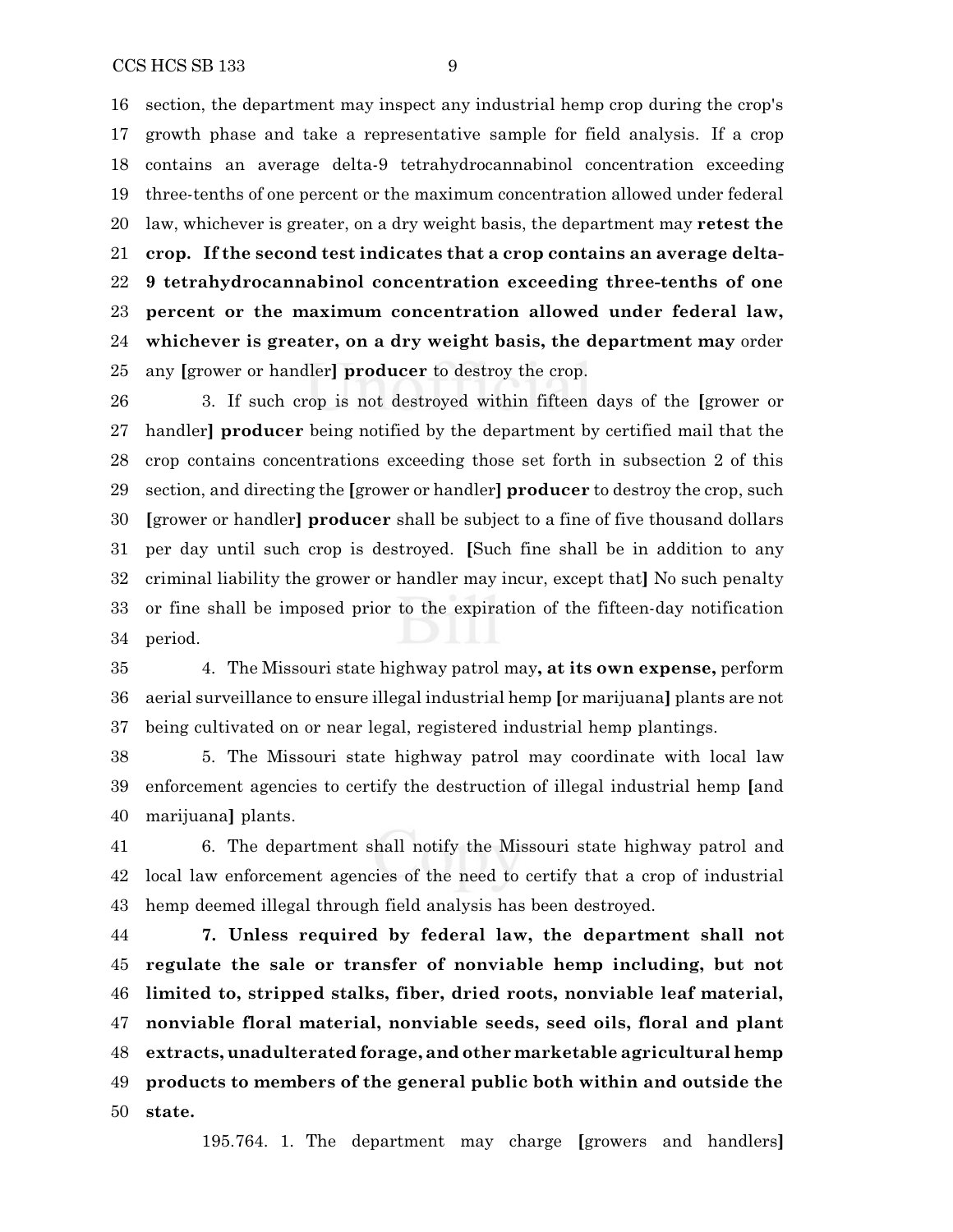section, the department may inspect any industrial hemp crop during the crop's growth phase and take a representative sample for field analysis. If a crop contains an average delta-9 tetrahydrocannabinol concentration exceeding three-tenths of one percent or the maximum concentration allowed under federal law, whichever is greater, on a dry weight basis, the department may **retest the crop. If the second test indicates that a crop contains an average delta-9 tetrahydrocannabinol concentration exceeding three-tenths of one percent or the maximum concentration allowed under federal law, whichever is greater, on a dry weight basis, the department may** order any **[**grower or handler**]** **producer** to destroy the crop.

3. If such crop is not destroyed within fifteen days of the **[**grower or handler**]** **producer** being notified by the department by certified mail that the crop contains concentrations exceeding those set forth in subsection 2 of this section, and directing the **[**grower or handler**]** **producer** to destroy the crop, such **[**grower or handler**]** **producer** shall be subject to a fine of five thousand dollars per day until such crop is destroyed. **[**Such fine shall be in addition to any criminal liability the grower or handler may incur, except that**]** No such penalty or fine shall be imposed prior to the expiration of the fifteen-day notification period.

4. The Missouri state highway patrol may**, at its own expense,** perform aerial surveillance to ensure illegal industrial hemp **[**or marijuana**]** plants are not being cultivated on or near legal, registered industrial hemp plantings.

5. The Missouri state highway patrol may coordinate with local law enforcement agencies to certify the destruction of illegal industrial hemp **[**and marijuana**]** plants.

6. The department shall notify the Missouri state highway patrol and local law enforcement agencies of the need to certify that a crop of industrial hemp deemed illegal through field analysis has been destroyed.

**7. Unless required by federal law, the department shall not regulate the sale or transfer of nonviable hemp including, but not limited to, stripped stalks, fiber, dried roots, nonviable leaf material, nonviable floral material, nonviable seeds, seed oils, floral and plant extracts, unadulterated forage, and other marketable agricultural hemp products to members of the general public both within and outside the state.**

195.764. 1. The department may charge **[**growers and handlers**]**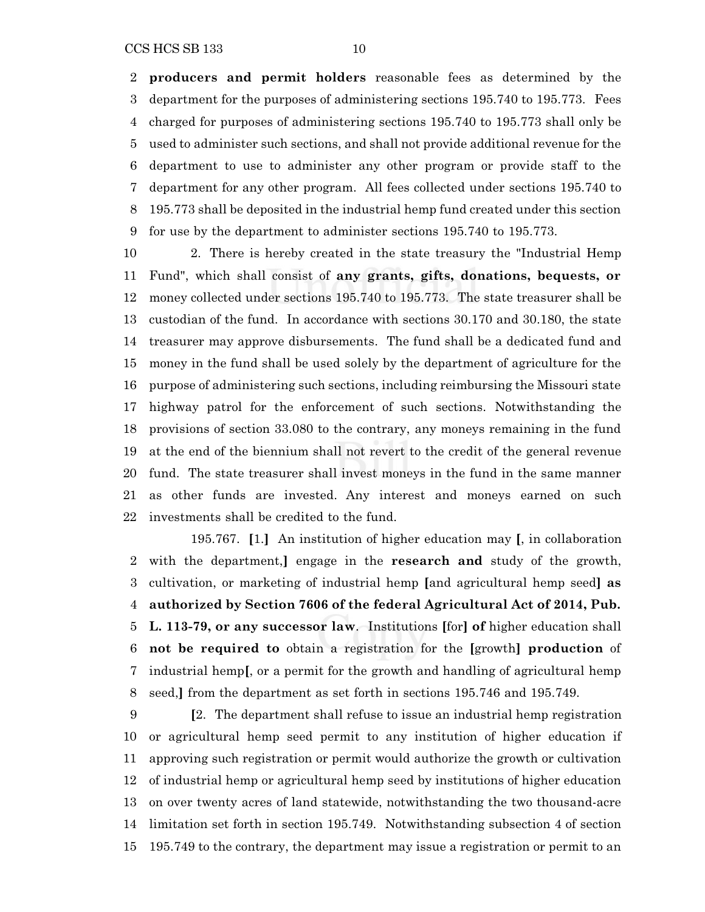**producers and permit holders** reasonable fees as determined by the department for the purposes of administering sections 195.740 to 195.773. Fees charged for purposes of administering sections 195.740 to 195.773 shall only be used to administer such sections, and shall not provide additional revenue for the department to use to administer any other program or provide staff to the department for any other program. All fees collected under sections 195.740 to 195.773 shall be deposited in the industrial hemp fund created under this section for use by the department to administer sections 195.740 to 195.773.

2. There is hereby created in the state treasury the "Industrial Hemp Fund", which shall consist of **any grants, gifts, donations, bequests, or** money collected under sections 195.740 to 195.773. The state treasurer shall be custodian of the fund. In accordance with sections 30.170 and 30.180, the state treasurer may approve disbursements. The fund shall be a dedicated fund and money in the fund shall be used solely by the department of agriculture for the purpose of administering such sections, including reimbursing the Missouri state highway patrol for the enforcement of such sections. Notwithstanding the provisions of section 33.080 to the contrary, any moneys remaining in the fund at the end of the biennium shall not revert to the credit of the general revenue fund. The state treasurer shall invest moneys in the fund in the same manner as other funds are invested. Any interest and moneys earned on such investments shall be credited to the fund.

195.767. **[**1.**]** An institution of higher education may **[**, in collaboration with the department,**]** engage in the **research and** study of the growth, cultivation, or marketing of industrial hemp **[**and agricultural hemp seed**] as authorized by Section 7606 of the federal Agricultural Act of 2014, Pub. L. 113-79, or any successor law**. Institutions **[**for**] of** higher education shall **not be required to** obtain a registration for the **[**growth**] production** of industrial hemp**[**, or a permit for the growth and handling of agricultural hemp seed,**]** from the department as set forth in sections 195.746 and 195.749.

**[**2. The department shall refuse to issue an industrial hemp registration or agricultural hemp seed permit to any institution of higher education if approving such registration or permit would authorize the growth or cultivation of industrial hemp or agricultural hemp seed by institutions of higher education on over twenty acres of land statewide, notwithstanding the two thousand-acre limitation set forth in section 195.749. Notwithstanding subsection 4 of section 195.749 to the contrary, the department may issue a registration or permit to an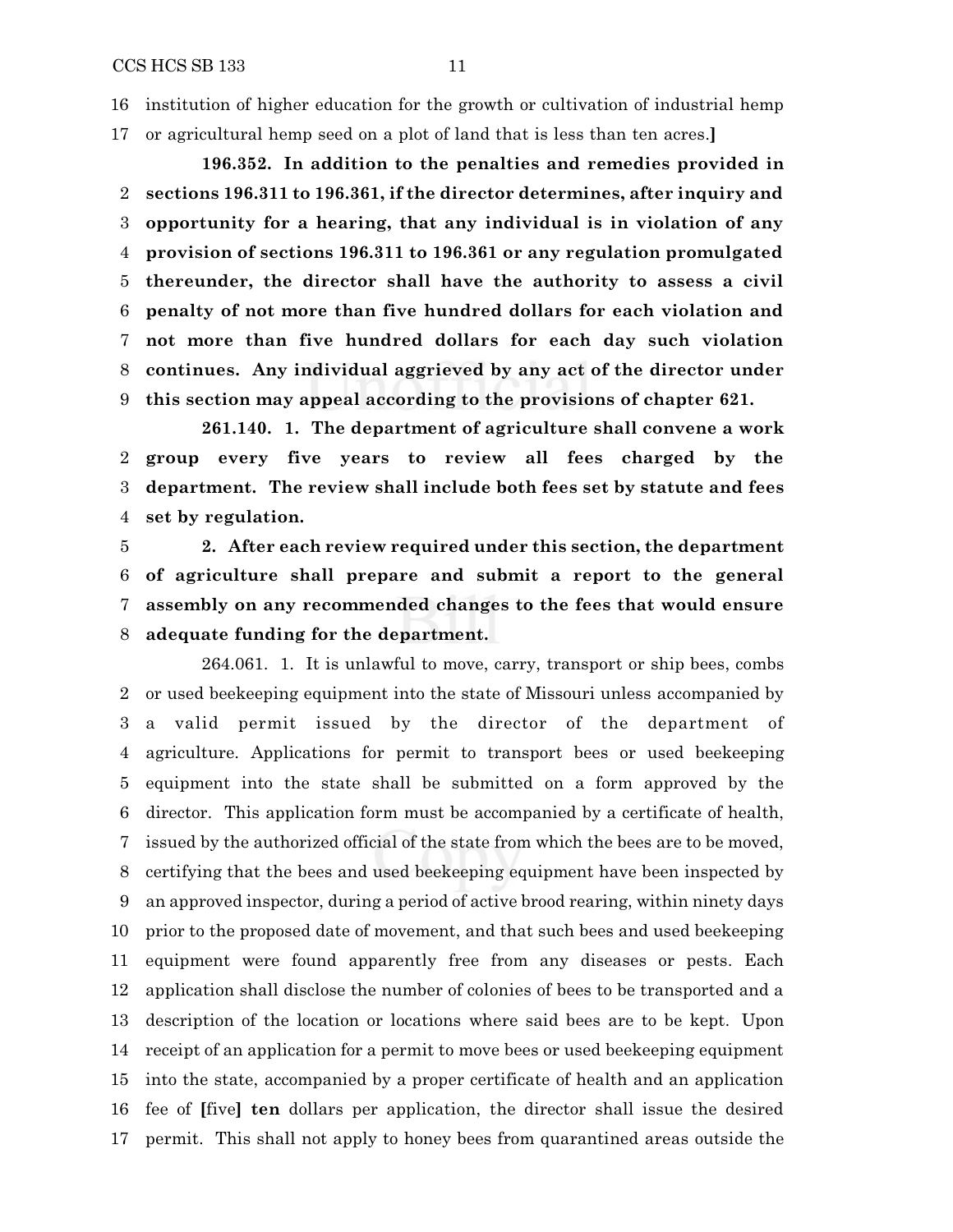institution of higher education for the growth or cultivation of industrial hemp or agricultural hemp seed on a plot of land that is less than ten acres.]

**196.352. In addition to the penalties and remedies provided in sections 196.311 to 196.361, if the director determines, after inquiry and opportunity for a hearing, that any individual is in violation of any provision of sections 196.311 to 196.361 or any regulation promulgated thereunder, the director shall have the authority to assess a civil penalty of not more than five hundred dollars for each violation and not more than five hundred dollars for each day such violation continues. Any individual aggrieved by any act of the director under this section may appeal according to the provisions of chapter 621.**

**261.140. 1. The department of agriculture shall convene a work group every five years to review all fees charged by the department. The review shall include both fees set by statute and fees set by regulation.**

**2. After each review required under this section, the department of agriculture shall prepare and submit a report to the general assembly on any recommended changes to the fees that would ensure adequate funding for the department.**

264.061. 1. It is unlawful to move, carry, transport or ship bees, combs or used beekeeping equipment into the state of Missouri unless accompanied by a valid permit issued by the director of the department of agriculture. Applications for permit to transport bees or used beekeeping equipment into the state shall be submitted on a form approved by the director. This application form must be accompanied by a certificate of health, issued by the authorized official of the state from which the bees are to be moved, certifying that the bees and used beekeeping equipment have been inspected by an approved inspector, during a period of active brood rearing, within ninety days prior to the proposed date of movement, and that such bees and used beekeeping equipment were found apparently free from any diseases or pests. Each application shall disclose the number of colonies of bees to be transported and a description of the location or locations where said bees are to be kept. Upon receipt of an application for a permit to move bees or used beekeeping equipment into the state, accompanied by a proper certificate of health and an application fee of [five] **ten** dollars per application, the director shall issue the desired permit. This shall not apply to honey bees from quarantined areas outside the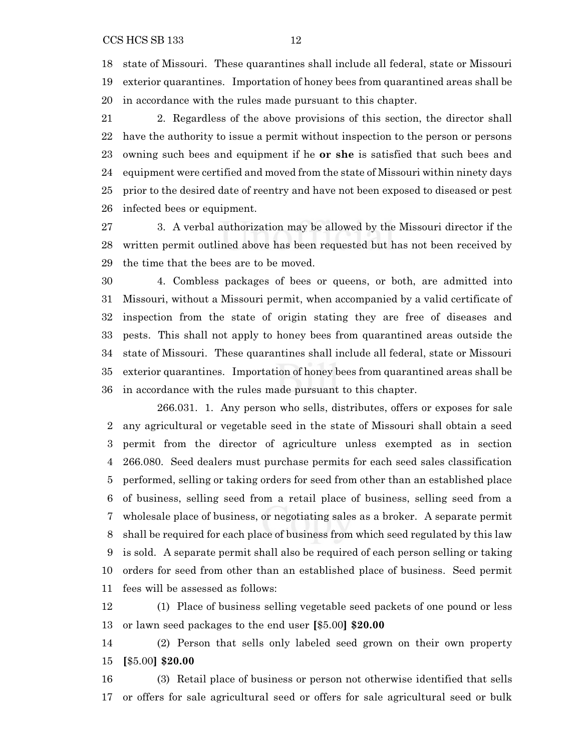state of Missouri. These quarantines shall include all federal, state or Missouri exterior quarantines. Importation of honey bees from quarantined areas shall be in accordance with the rules made pursuant to this chapter.

2. Regardless of the above provisions of this section, the director shall have the authority to issue a permit without inspection to the person or persons owning such bees and equipment if he **or she** is satisfied that such bees and equipment were certified and moved from the state of Missouri within ninety days prior to the desired date of reentry and have not been exposed to diseased or pest infected bees or equipment.

3. A verbal authorization may be allowed by the Missouri director if the written permit outlined above has been requested but has not been received by the time that the bees are to be moved.

4. Combless packages of bees or queens, or both, are admitted into Missouri, without a Missouri permit, when accompanied by a valid certificate of inspection from the state of origin stating they are free of diseases and pests. This shall not apply to honey bees from quarantined areas outside the state of Missouri. These quarantines shall include all federal, state or Missouri exterior quarantines. Importation of honey bees from quarantined areas shall be in accordance with the rules made pursuant to this chapter.

266.031. 1. Any person who sells, distributes, offers or exposes for sale any agricultural or vegetable seed in the state of Missouri shall obtain a seed permit from the director of agriculture unless exempted as in section 266.080. Seed dealers must purchase permits for each seed sales classification performed, selling or taking orders for seed from other than an established place of business, selling seed from a retail place of business, selling seed from a wholesale place of business, or negotiating sales as a broker. A separate permit shall be required for each place of business from which seed regulated by this law is sold. A separate permit shall also be required of each person selling or taking orders for seed from other than an established place of business. Seed permit fees will be assessed as follows:

(1) Place of business selling vegetable seed packets of one pound or less or lawn seed packages to the end user **[**$5.00**] $20.00**

(2) Person that sells only labeled seed grown on their own property **[**$5.00**] $20.00**

(3) Retail place of business or person not otherwise identified that sells or offers for sale agricultural seed or offers for sale agricultural seed or bulk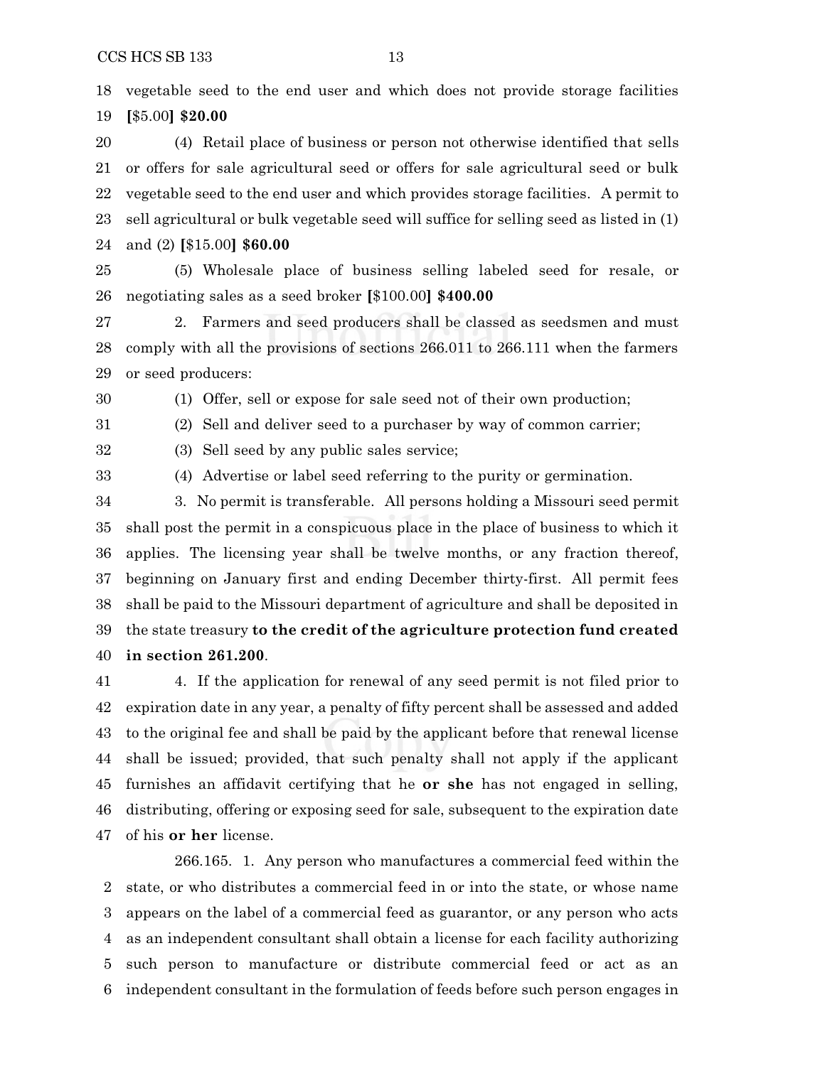vegetable seed to the end user and which does not provide storage facilities [$5.00] **$20.00**

(4) Retail place of business or person not otherwise identified that sells or offers for sale agricultural seed or offers for sale agricultural seed or bulk vegetable seed to the end user and which provides storage facilities. A permit to sell agricultural or bulk vegetable seed will suffice for selling seed as listed in (1) and (2) [$15.00] **$60.00**

(5) Wholesale place of business selling labeled seed for resale, or negotiating sales as a seed broker [$100.00] **$400.00**

2. Farmers and seed producers shall be classed as seedsmen and must comply with all the provisions of sections 266.011 to 266.111 when the farmers or seed producers:

(1) Offer, sell or expose for sale seed not of their own production;

(2) Sell and deliver seed to a purchaser by way of common carrier;

(3) Sell seed by any public sales service;

(4) Advertise or label seed referring to the purity or germination.

3. No permit is transferable. All persons holding a Missouri seed permit shall post the permit in a conspicuous place in the place of business to which it applies. The licensing year shall be twelve months, or any fraction thereof, beginning on January first and ending December thirty-first. All permit fees shall be paid to the Missouri department of agriculture and shall be deposited in the state treasury **to the credit of the agriculture protection fund created in section 261.200**.

4. If the application for renewal of any seed permit is not filed prior to expiration date in any year, a penalty of fifty percent shall be assessed and added to the original fee and shall be paid by the applicant before that renewal license shall be issued; provided, that such penalty shall not apply if the applicant furnishes an affidavit certifying that he **or she** has not engaged in selling, distributing, offering or exposing seed for sale, subsequent to the expiration date of his **or her** license.

266.165. 1. Any person who manufactures a commercial feed within the state, or who distributes a commercial feed in or into the state, or whose name appears on the label of a commercial feed as guarantor, or any person who acts as an independent consultant shall obtain a license for each facility authorizing such person to manufacture or distribute commercial feed or act as an independent consultant in the formulation of feeds before such person engages in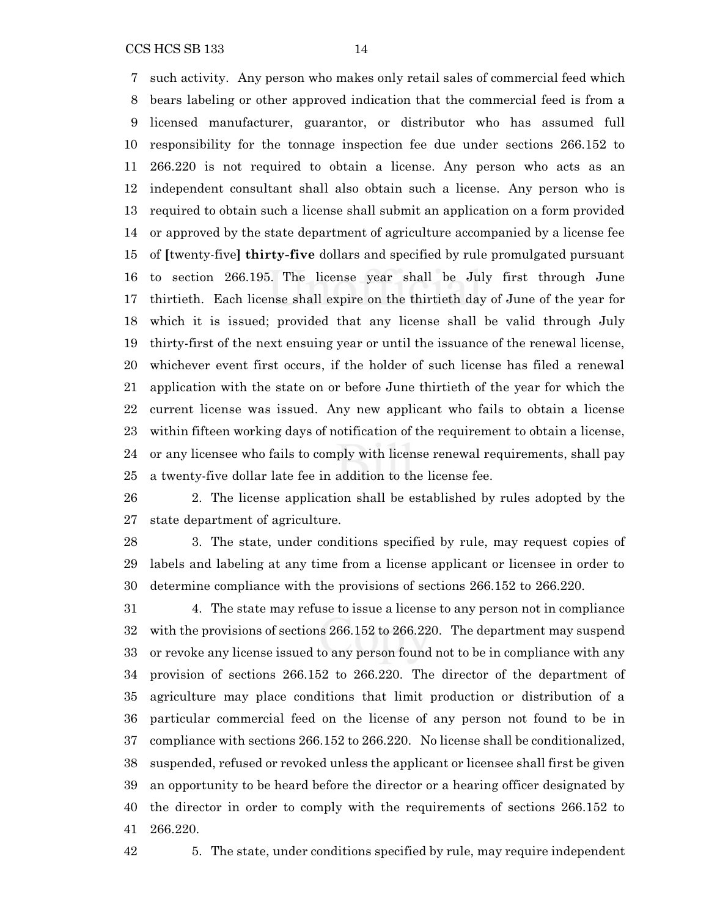such activity. Any person who makes only retail sales of commercial feed which bears labeling or other approved indication that the commercial feed is from a licensed manufacturer, guarantor, or distributor who has assumed full responsibility for the tonnage inspection fee due under sections 266.152 to 266.220 is not required to obtain a license. Any person who acts as an independent consultant shall also obtain such a license. Any person who is required to obtain such a license shall submit an application on a form provided or approved by the state department of agriculture accompanied by a license fee of **[**twenty-five**] thirty-five** dollars and specified by rule promulgated pursuant to section 266.195. The license year shall be July first through June thirtieth. Each license shall expire on the thirtieth day of June of the year for which it is issued; provided that any license shall be valid through July thirty-first of the next ensuing year or until the issuance of the renewal license, whichever event first occurs, if the holder of such license has filed a renewal application with the state on or before June thirtieth of the year for which the current license was issued. Any new applicant who fails to obtain a license within fifteen working days of notification of the requirement to obtain a license, or any licensee who fails to comply with license renewal requirements, shall pay a twenty-five dollar late fee in addition to the license fee.

2. The license application shall be established by rules adopted by the state department of agriculture.

3. The state, under conditions specified by rule, may request copies of labels and labeling at any time from a license applicant or licensee in order to determine compliance with the provisions of sections 266.152 to 266.220.

4. The state may refuse to issue a license to any person not in compliance with the provisions of sections 266.152 to 266.220. The department may suspend or revoke any license issued to any person found not to be in compliance with any provision of sections 266.152 to 266.220. The director of the department of agriculture may place conditions that limit production or distribution of a particular commercial feed on the license of any person not found to be in compliance with sections 266.152 to 266.220. No license shall be conditionalized, suspended, refused or revoked unless the applicant or licensee shall first be given an opportunity to be heard before the director or a hearing officer designated by the director in order to comply with the requirements of sections 266.152 to 266.220.

5. The state, under conditions specified by rule, may require independent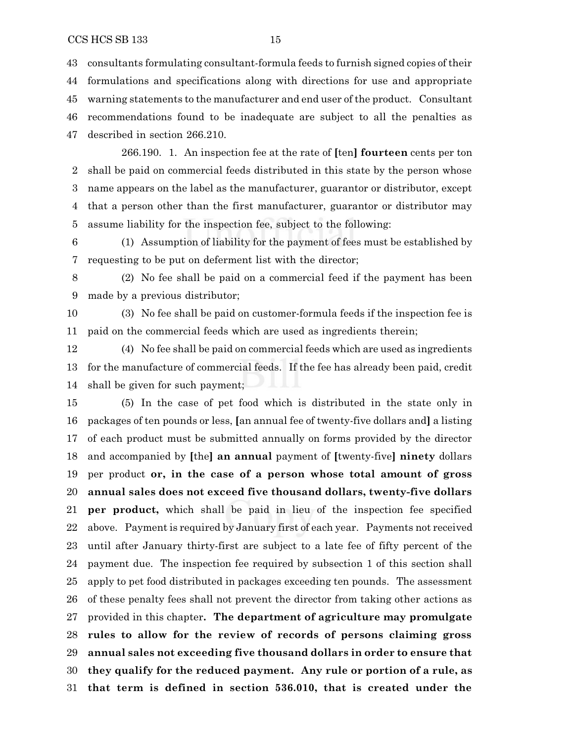43 consultants formulating consultant-formula feeds to furnish signed copies of their
44 formulations and specifications along with directions for use and appropriate
45 warning statements to the manufacturer and end user of the product. Consultant
46 recommendations found to be inadequate are subject to all the penalties as
47 described in section 266.210.

266.190. 1. An inspection fee at the rate of [ten] **fourteen** cents per ton
2 shall be paid on commercial feeds distributed in this state by the person whose
3 name appears on the label as the manufacturer, guarantor or distributor, except
4 that a person other than the first manufacturer, guarantor or distributor may
5 assume liability for the inspection fee, subject to the following:

6 (1) Assumption of liability for the payment of fees must be established by
7 requesting to be put on deferment list with the director;

8 (2) No fee shall be paid on a commercial feed if the payment has been
9 made by a previous distributor;

10 (3) No fee shall be paid on customer-formula feeds if the inspection fee is
11 paid on the commercial feeds which are used as ingredients therein;

12 (4) No fee shall be paid on commercial feeds which are used as ingredients
13 for the manufacture of commercial feeds. If the fee has already been paid, credit
14 shall be given for such payment;

15 (5) In the case of pet food which is distributed in the state only in
16 packages of ten pounds or less, [an annual fee of twenty-five dollars and] a listing
17 of each product must be submitted annually on forms provided by the director
18 and accompanied by [the] **an annual** payment of [twenty-five] **ninety** dollars
19 per product **or, in the case of a person whose total amount of gross**
20 **annual sales does not exceed five thousand dollars, twenty-five dollars**
21 **per product,** which shall be paid in lieu of the inspection fee specified
22 above. Payment is required by January first of each year. Payments not received
23 until after January thirty-first are subject to a late fee of fifty percent of the
24 payment due. The inspection fee required by subsection 1 of this section shall
25 apply to pet food distributed in packages exceeding ten pounds. The assessment
26 of these penalty fees shall not prevent the director from taking other actions as
27 provided in this chapter**. The department of agriculture may promulgate**
28 **rules to allow for the review of records of persons claiming gross**
29 **annual sales not exceeding five thousand dollars in order to ensure that**
30 **they qualify for the reduced payment. Any rule or portion of a rule, as**
31 **that term is defined in section 536.010, that is created under the**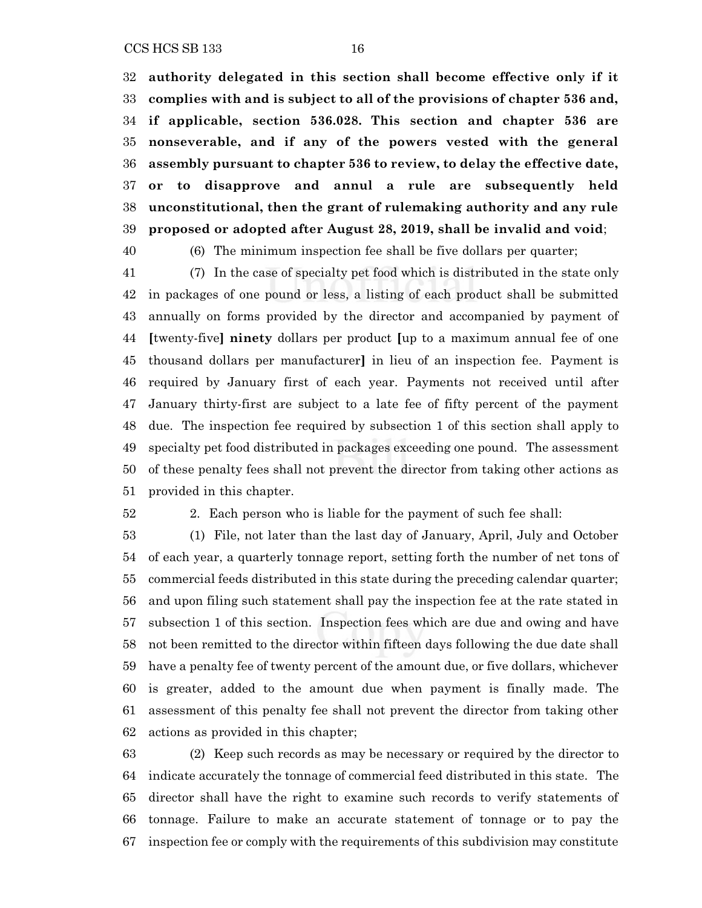**authority delegated in this section shall become effective only if it complies with and is subject to all of the provisions of chapter 536 and, if applicable, section 536.028. This section and chapter 536 are nonseverable, and if any of the powers vested with the general assembly pursuant to chapter 536 to review, to delay the effective date, or to disapprove and annul a rule are subsequently held unconstitutional, then the grant of rulemaking authority and any rule proposed or adopted after August 28, 2019, shall be invalid and void**;

(6) The minimum inspection fee shall be five dollars per quarter;

(7) In the case of specialty pet food which is distributed in the state only in packages of one pound or less, a listing of each product shall be submitted annually on forms provided by the director and accompanied by payment of **[**twenty-five**] ninety** dollars per product **[**up to a maximum annual fee of one thousand dollars per manufacturer**]** in lieu of an inspection fee. Payment is required by January first of each year. Payments not received until after January thirty-first are subject to a late fee of fifty percent of the payment due. The inspection fee required by subsection 1 of this section shall apply to specialty pet food distributed in packages exceeding one pound. The assessment of these penalty fees shall not prevent the director from taking other actions as provided in this chapter.

2. Each person who is liable for the payment of such fee shall:

(1) File, not later than the last day of January, April, July and October of each year, a quarterly tonnage report, setting forth the number of net tons of commercial feeds distributed in this state during the preceding calendar quarter; and upon filing such statement shall pay the inspection fee at the rate stated in subsection 1 of this section. Inspection fees which are due and owing and have not been remitted to the director within fifteen days following the due date shall have a penalty fee of twenty percent of the amount due, or five dollars, whichever is greater, added to the amount due when payment is finally made. The assessment of this penalty fee shall not prevent the director from taking other actions as provided in this chapter;

(2) Keep such records as may be necessary or required by the director to indicate accurately the tonnage of commercial feed distributed in this state. The director shall have the right to examine such records to verify statements of tonnage. Failure to make an accurate statement of tonnage or to pay the inspection fee or comply with the requirements of this subdivision may constitute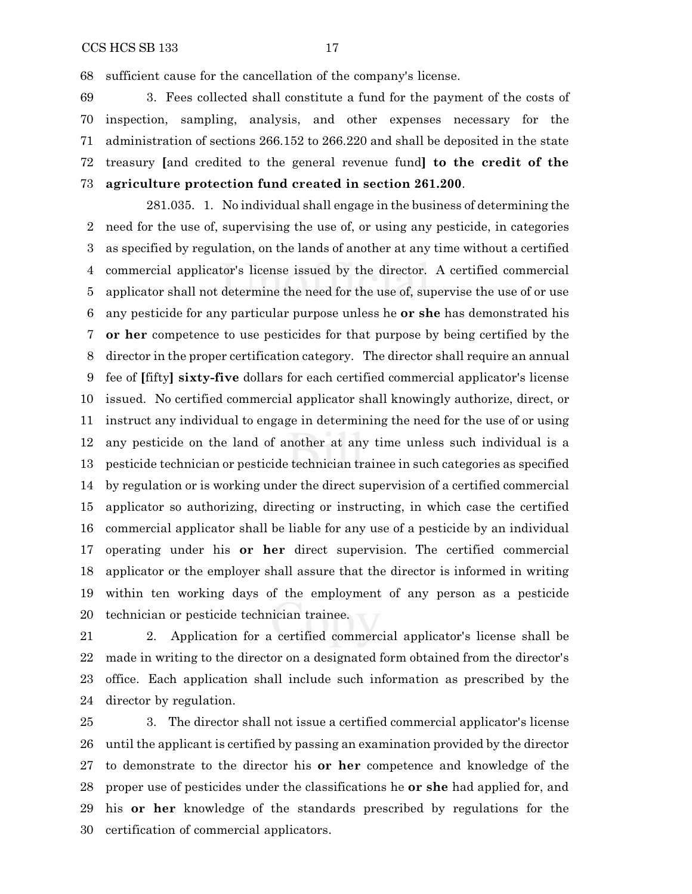sufficient cause for the cancellation of the company's license.

3. Fees collected shall constitute a fund for the payment of the costs of inspection, sampling, analysis, and other expenses necessary for the administration of sections 266.152 to 266.220 and shall be deposited in the state treasury **[**and credited to the general revenue fund**] to the credit of the agriculture protection fund created in section 261.200**.

281.035. 1. No individual shall engage in the business of determining the need for the use of, supervising the use of, or using any pesticide, in categories as specified by regulation, on the lands of another at any time without a certified commercial applicator's license issued by the director. A certified commercial applicator shall not determine the need for the use of, supervise the use of or use any pesticide for any particular purpose unless he **or she** has demonstrated his **or her** competence to use pesticides for that purpose by being certified by the director in the proper certification category. The director shall require an annual fee of **[**fifty**] sixty-five** dollars for each certified commercial applicator's license issued. No certified commercial applicator shall knowingly authorize, direct, or instruct any individual to engage in determining the need for the use of or using any pesticide on the land of another at any time unless such individual is a pesticide technician or pesticide technician trainee in such categories as specified by regulation or is working under the direct supervision of a certified commercial applicator so authorizing, directing or instructing, in which case the certified commercial applicator shall be liable for any use of a pesticide by an individual operating under his **or her** direct supervision. The certified commercial applicator or the employer shall assure that the director is informed in writing within ten working days of the employment of any person as a pesticide technician or pesticide technician trainee.

2. Application for a certified commercial applicator's license shall be made in writing to the director on a designated form obtained from the director's office. Each application shall include such information as prescribed by the director by regulation.

3. The director shall not issue a certified commercial applicator's license until the applicant is certified by passing an examination provided by the director to demonstrate to the director his **or her** competence and knowledge of the proper use of pesticides under the classifications he **or she** had applied for, and his **or her** knowledge of the standards prescribed by regulations for the certification of commercial applicators.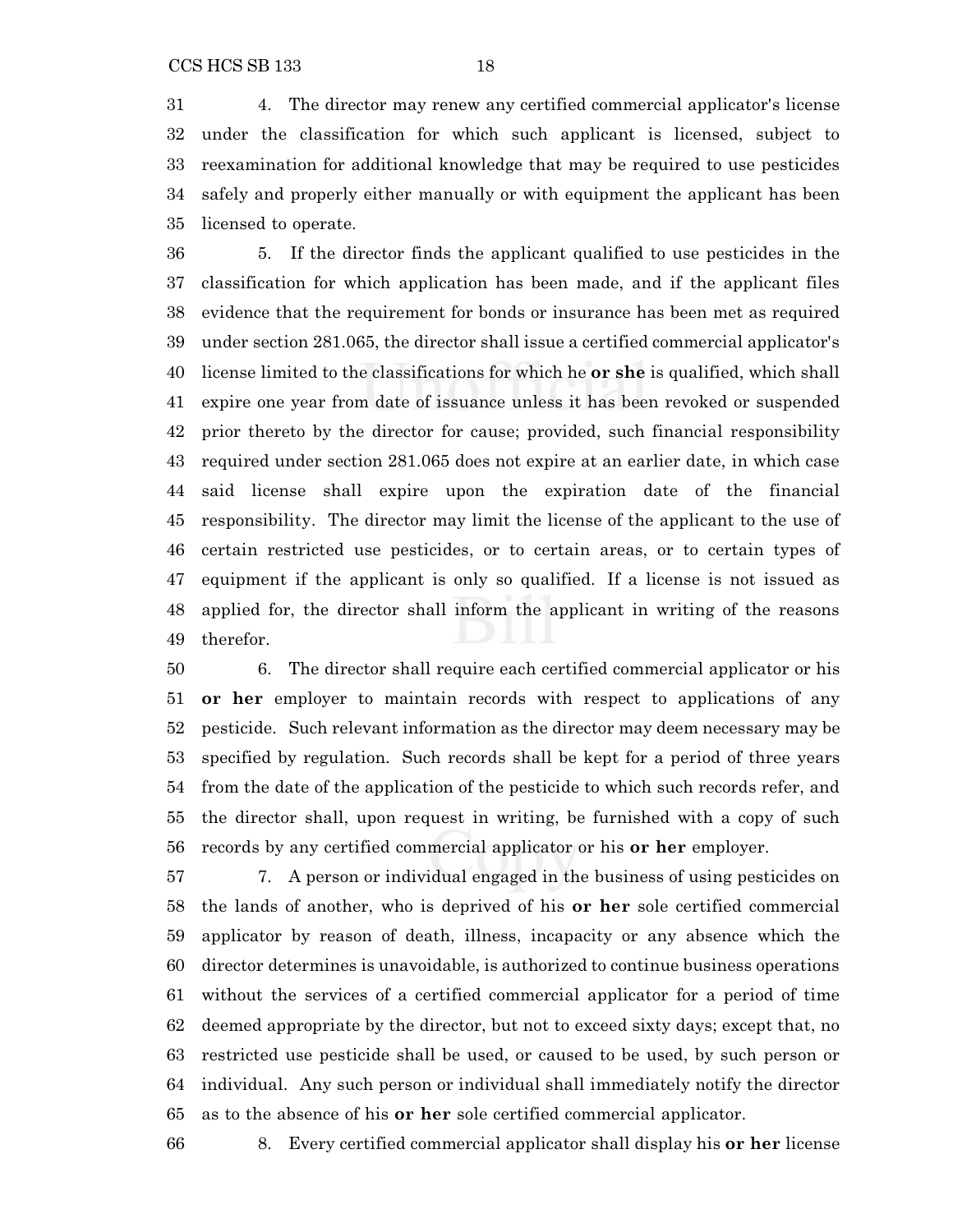4. The director may renew any certified commercial applicator's license under the classification for which such applicant is licensed, subject to reexamination for additional knowledge that may be required to use pesticides safely and properly either manually or with equipment the applicant has been licensed to operate.

5. If the director finds the applicant qualified to use pesticides in the classification for which application has been made, and if the applicant files evidence that the requirement for bonds or insurance has been met as required under section 281.065, the director shall issue a certified commercial applicator's license limited to the classifications for which he **or she** is qualified, which shall expire one year from date of issuance unless it has been revoked or suspended prior thereto by the director for cause; provided, such financial responsibility required under section 281.065 does not expire at an earlier date, in which case said license shall expire upon the expiration date of the financial responsibility. The director may limit the license of the applicant to the use of certain restricted use pesticides, or to certain areas, or to certain types of equipment if the applicant is only so qualified. If a license is not issued as applied for, the director shall inform the applicant in writing of the reasons therefor.

6. The director shall require each certified commercial applicator or his **or her** employer to maintain records with respect to applications of any pesticide. Such relevant information as the director may deem necessary may be specified by regulation. Such records shall be kept for a period of three years from the date of the application of the pesticide to which such records refer, and the director shall, upon request in writing, be furnished with a copy of such records by any certified commercial applicator or his **or her** employer.

7. A person or individual engaged in the business of using pesticides on the lands of another, who is deprived of his **or her** sole certified commercial applicator by reason of death, illness, incapacity or any absence which the director determines is unavoidable, is authorized to continue business operations without the services of a certified commercial applicator for a period of time deemed appropriate by the director, but not to exceed sixty days; except that, no restricted use pesticide shall be used, or caused to be used, by such person or individual. Any such person or individual shall immediately notify the director as to the absence of his **or her** sole certified commercial applicator.

8. Every certified commercial applicator shall display his **or her** license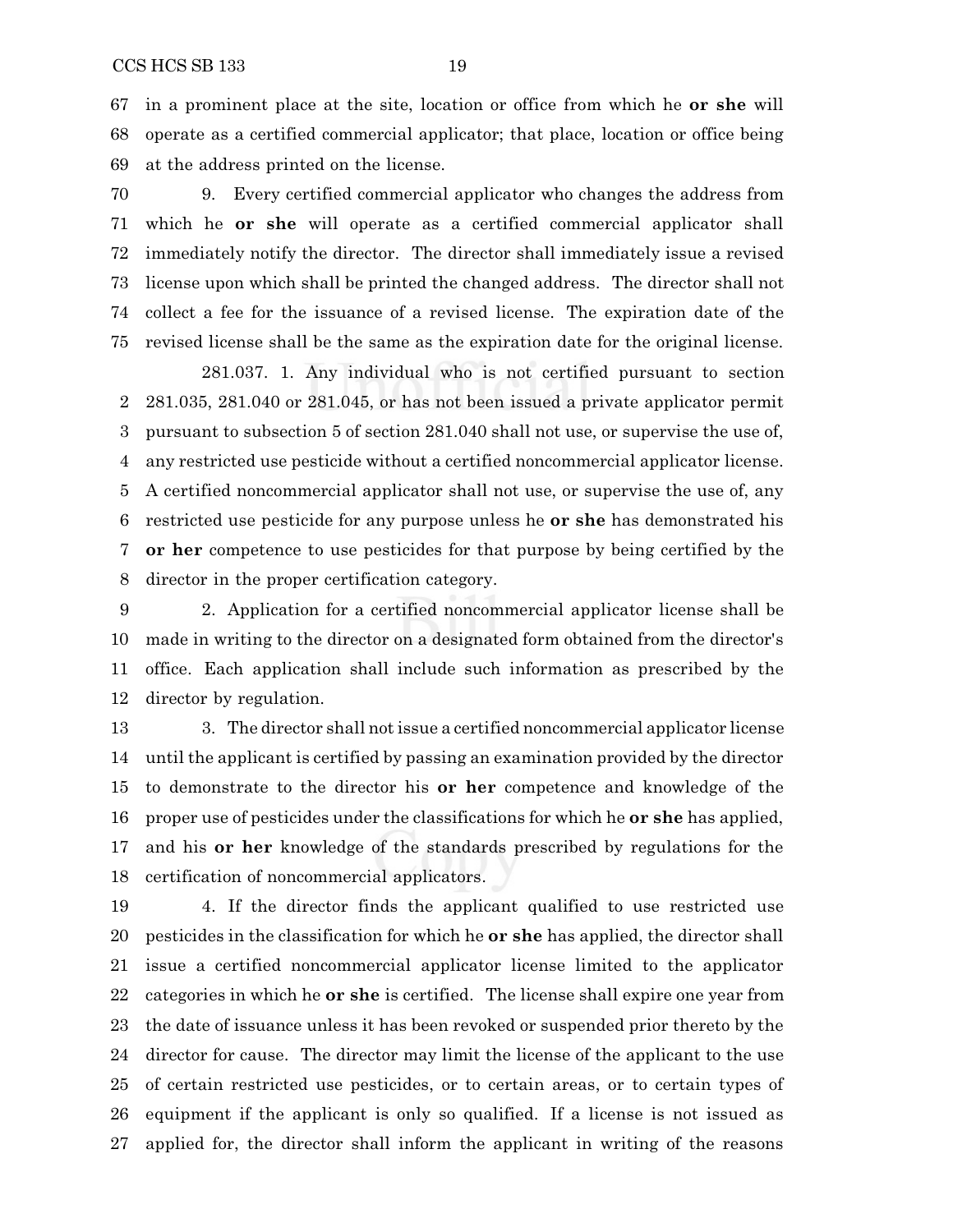in a prominent place at the site, location or office from which he **or she** will operate as a certified commercial applicator; that place, location or office being at the address printed on the license.

9. Every certified commercial applicator who changes the address from which he **or she** will operate as a certified commercial applicator shall immediately notify the director. The director shall immediately issue a revised license upon which shall be printed the changed address. The director shall not collect a fee for the issuance of a revised license. The expiration date of the revised license shall be the same as the expiration date for the original license.

281.037. 1. Any individual who is not certified pursuant to section 281.035, 281.040 or 281.045, or has not been issued a private applicator permit pursuant to subsection 5 of section 281.040 shall not use, or supervise the use of, any restricted use pesticide without a certified noncommercial applicator license. A certified noncommercial applicator shall not use, or supervise the use of, any restricted use pesticide for any purpose unless he **or she** has demonstrated his **or her** competence to use pesticides for that purpose by being certified by the director in the proper certification category.

2. Application for a certified noncommercial applicator license shall be made in writing to the director on a designated form obtained from the director's office. Each application shall include such information as prescribed by the director by regulation.

3. The director shall not issue a certified noncommercial applicator license until the applicant is certified by passing an examination provided by the director to demonstrate to the director his **or her** competence and knowledge of the proper use of pesticides under the classifications for which he **or she** has applied, and his **or her** knowledge of the standards prescribed by regulations for the certification of noncommercial applicators.

4. If the director finds the applicant qualified to use restricted use pesticides in the classification for which he **or she** has applied, the director shall issue a certified noncommercial applicator license limited to the applicator categories in which he **or she** is certified. The license shall expire one year from the date of issuance unless it has been revoked or suspended prior thereto by the director for cause. The director may limit the license of the applicant to the use of certain restricted use pesticides, or to certain areas, or to certain types of equipment if the applicant is only so qualified. If a license is not issued as applied for, the director shall inform the applicant in writing of the reasons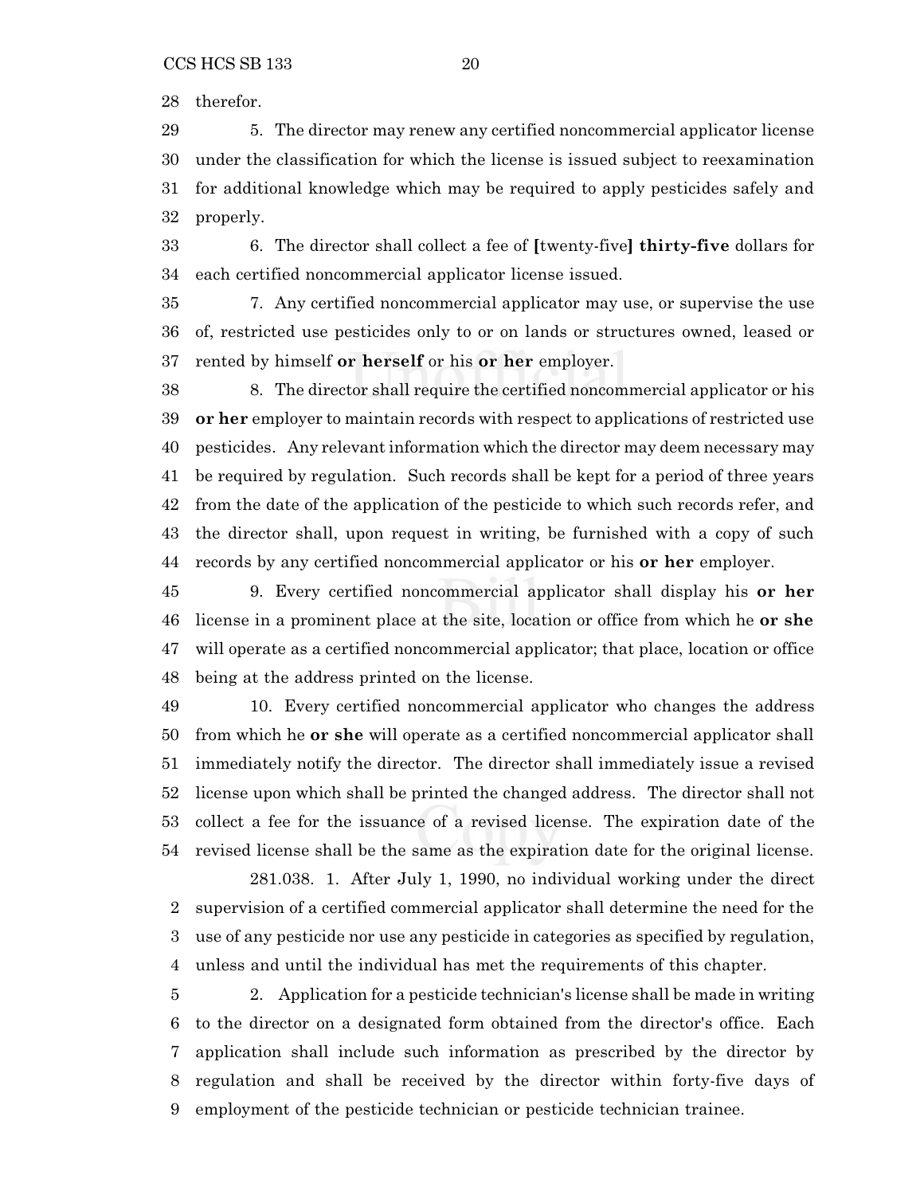therefor.

5. The director may renew any certified noncommercial applicator license under the classification for which the license is issued subject to reexamination for additional knowledge which may be required to apply pesticides safely and properly.

6. The director shall collect a fee of [twenty-five] **thirty-five** dollars for each certified noncommercial applicator license issued.

7. Any certified noncommercial applicator may use, or supervise the use of, restricted use pesticides only to or on lands or structures owned, leased or rented by himself **or herself** or his **or her** employer.

8. The director shall require the certified noncommercial applicator or his **or her** employer to maintain records with respect to applications of restricted use pesticides. Any relevant information which the director may deem necessary may be required by regulation. Such records shall be kept for a period of three years from the date of the application of the pesticide to which such records refer, and the director shall, upon request in writing, be furnished with a copy of such records by any certified noncommercial applicator or his **or her** employer.

9. Every certified noncommercial applicator shall display his **or her** license in a prominent place at the site, location or office from which he **or she** will operate as a certified noncommercial applicator; that place, location or office being at the address printed on the license.

10. Every certified noncommercial applicator who changes the address from which he **or she** will operate as a certified noncommercial applicator shall immediately notify the director. The director shall immediately issue a revised license upon which shall be printed the changed address. The director shall not collect a fee for the issuance of a revised license. The expiration date of the revised license shall be the same as the expiration date for the original license.

281.038. 1. After July 1, 1990, no individual working under the direct supervision of a certified commercial applicator shall determine the need for the use of any pesticide nor use any pesticide in categories as specified by regulation, unless and until the individual has met the requirements of this chapter.

2. Application for a pesticide technician's license shall be made in writing to the director on a designated form obtained from the director's office. Each application shall include such information as prescribed by the director by regulation and shall be received by the director within forty-five days of employment of the pesticide technician or pesticide technician trainee.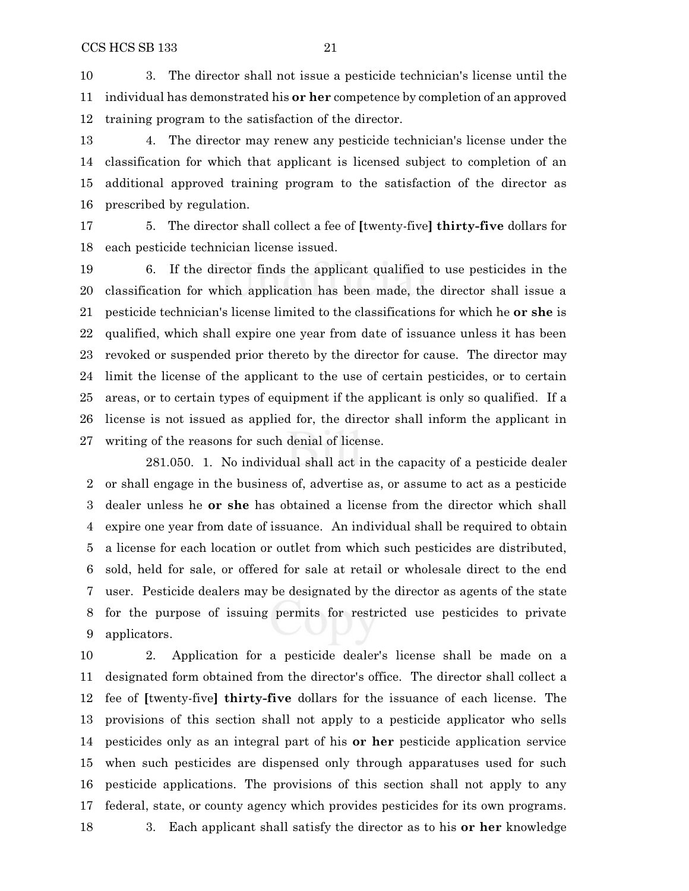3. The director shall not issue a pesticide technician's license until the individual has demonstrated his **or her** competence by completion of an approved training program to the satisfaction of the director.

4. The director may renew any pesticide technician's license under the classification for which that applicant is licensed subject to completion of an additional approved training program to the satisfaction of the director as prescribed by regulation.

5. The director shall collect a fee of **[**twenty-five**]** **thirty-five** dollars for each pesticide technician license issued.

6. If the director finds the applicant qualified to use pesticides in the classification for which application has been made, the director shall issue a pesticide technician's license limited to the classifications for which he **or she** is qualified, which shall expire one year from date of issuance unless it has been revoked or suspended prior thereto by the director for cause. The director may limit the license of the applicant to the use of certain pesticides, or to certain areas, or to certain types of equipment if the applicant is only so qualified. If a license is not issued as applied for, the director shall inform the applicant in writing of the reasons for such denial of license.

281.050. 1. No individual shall act in the capacity of a pesticide dealer or shall engage in the business of, advertise as, or assume to act as a pesticide dealer unless he **or she** has obtained a license from the director which shall expire one year from date of issuance. An individual shall be required to obtain a license for each location or outlet from which such pesticides are distributed, sold, held for sale, or offered for sale at retail or wholesale direct to the end user. Pesticide dealers may be designated by the director as agents of the state for the purpose of issuing permits for restricted use pesticides to private applicators.

2. Application for a pesticide dealer's license shall be made on a designated form obtained from the director's office. The director shall collect a fee of **[**twenty-five**]** **thirty-five** dollars for the issuance of each license. The provisions of this section shall not apply to a pesticide applicator who sells pesticides only as an integral part of his **or her** pesticide application service when such pesticides are dispensed only through apparatuses used for such pesticide applications. The provisions of this section shall not apply to any federal, state, or county agency which provides pesticides for its own programs.

3. Each applicant shall satisfy the director as to his **or her** knowledge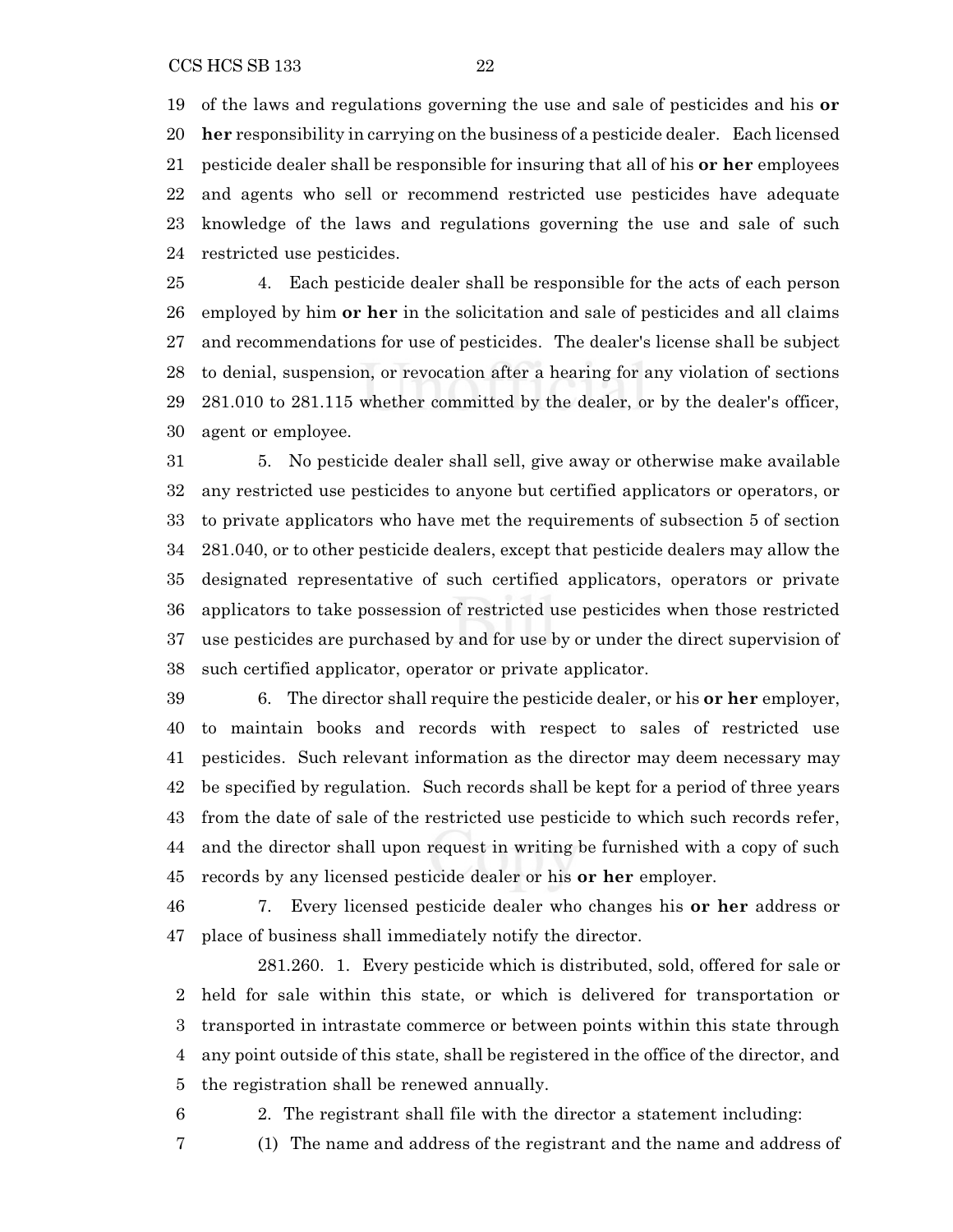of the laws and regulations governing the use and sale of pesticides and his **or her** responsibility in carrying on the business of a pesticide dealer. Each licensed pesticide dealer shall be responsible for insuring that all of his **or her** employees and agents who sell or recommend restricted use pesticides have adequate knowledge of the laws and regulations governing the use and sale of such restricted use pesticides.

4. Each pesticide dealer shall be responsible for the acts of each person employed by him **or her** in the solicitation and sale of pesticides and all claims and recommendations for use of pesticides. The dealer's license shall be subject to denial, suspension, or revocation after a hearing for any violation of sections 281.010 to 281.115 whether committed by the dealer, or by the dealer's officer, agent or employee.

5. No pesticide dealer shall sell, give away or otherwise make available any restricted use pesticides to anyone but certified applicators or operators, or to private applicators who have met the requirements of subsection 5 of section 281.040, or to other pesticide dealers, except that pesticide dealers may allow the designated representative of such certified applicators, operators or private applicators to take possession of restricted use pesticides when those restricted use pesticides are purchased by and for use by or under the direct supervision of such certified applicator, operator or private applicator.

6. The director shall require the pesticide dealer, or his **or her** employer, to maintain books and records with respect to sales of restricted use pesticides. Such relevant information as the director may deem necessary may be specified by regulation. Such records shall be kept for a period of three years from the date of sale of the restricted use pesticide to which such records refer, and the director shall upon request in writing be furnished with a copy of such records by any licensed pesticide dealer or his **or her** employer.

7. Every licensed pesticide dealer who changes his **or her** address or place of business shall immediately notify the director.

281.260. 1. Every pesticide which is distributed, sold, offered for sale or held for sale within this state, or which is delivered for transportation or transported in intrastate commerce or between points within this state through any point outside of this state, shall be registered in the office of the director, and the registration shall be renewed annually.

2. The registrant shall file with the director a statement including:

(1) The name and address of the registrant and the name and address of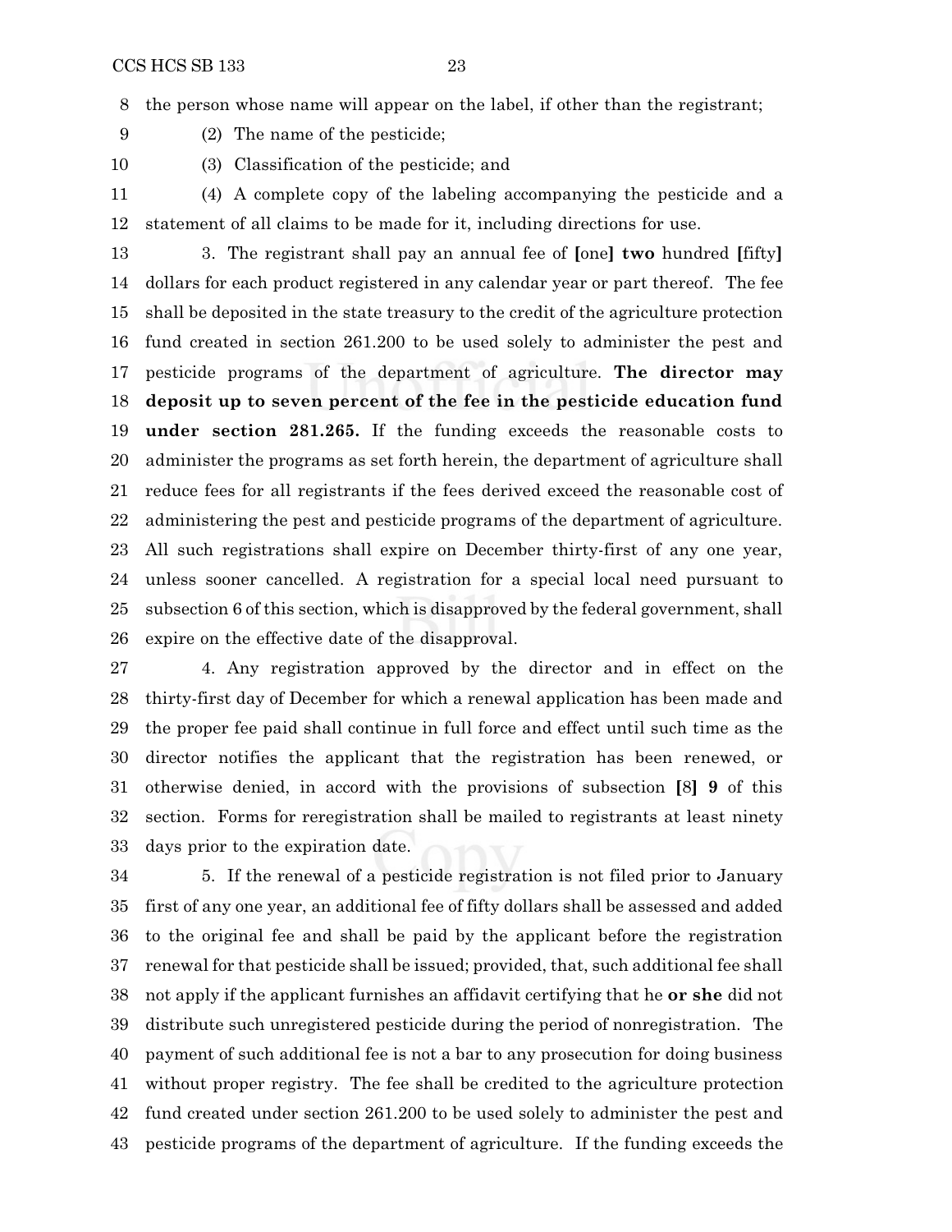the person whose name will appear on the label, if other than the registrant;

(2) The name of the pesticide;

(3) Classification of the pesticide; and

(4) A complete copy of the labeling accompanying the pesticide and a statement of all claims to be made for it, including directions for use.

3. The registrant shall pay an annual fee of [one] **two** hundred [fifty] dollars for each product registered in any calendar year or part thereof. The fee shall be deposited in the state treasury to the credit of the agriculture protection fund created in section 261.200 to be used solely to administer the pest and pesticide programs of the department of agriculture. **The director may deposit up to seven percent of the fee in the pesticide education fund under section 281.265.** If the funding exceeds the reasonable costs to administer the programs as set forth herein, the department of agriculture shall reduce fees for all registrants if the fees derived exceed the reasonable cost of administering the pest and pesticide programs of the department of agriculture. All such registrations shall expire on December thirty-first of any one year, unless sooner cancelled. A registration for a special local need pursuant to subsection 6 of this section, which is disapproved by the federal government, shall expire on the effective date of the disapproval.

4. Any registration approved by the director and in effect on the thirty-first day of December for which a renewal application has been made and the proper fee paid shall continue in full force and effect until such time as the director notifies the applicant that the registration has been renewed, or otherwise denied, in accord with the provisions of subsection [8] **9** of this section. Forms for reregistration shall be mailed to registrants at least ninety days prior to the expiration date.

5. If the renewal of a pesticide registration is not filed prior to January first of any one year, an additional fee of fifty dollars shall be assessed and added to the original fee and shall be paid by the applicant before the registration renewal for that pesticide shall be issued; provided, that, such additional fee shall not apply if the applicant furnishes an affidavit certifying that he **or she** did not distribute such unregistered pesticide during the period of nonregistration. The payment of such additional fee is not a bar to any prosecution for doing business without proper registry. The fee shall be credited to the agriculture protection fund created under section 261.200 to be used solely to administer the pest and pesticide programs of the department of agriculture. If the funding exceeds the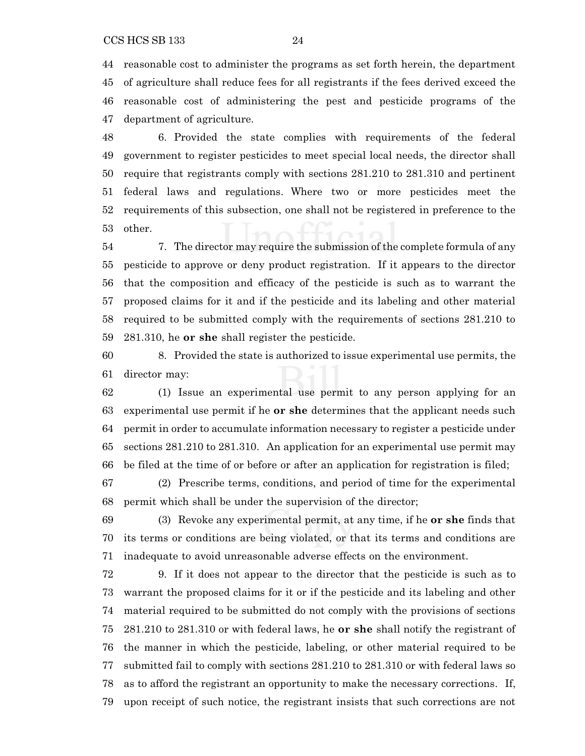reasonable cost to administer the programs as set forth herein, the department of agriculture shall reduce fees for all registrants if the fees derived exceed the reasonable cost of administering the pest and pesticide programs of the department of agriculture.

6. Provided the state complies with requirements of the federal government to register pesticides to meet special local needs, the director shall require that registrants comply with sections 281.210 to 281.310 and pertinent federal laws and regulations. Where two or more pesticides meet the requirements of this subsection, one shall not be registered in preference to the other.

7. The director may require the submission of the complete formula of any pesticide to approve or deny product registration. If it appears to the director that the composition and efficacy of the pesticide is such as to warrant the proposed claims for it and if the pesticide and its labeling and other material required to be submitted comply with the requirements of sections 281.210 to 281.310, he **or she** shall register the pesticide.

8. Provided the state is authorized to issue experimental use permits, the director may:

(1) Issue an experimental use permit to any person applying for an experimental use permit if he **or she** determines that the applicant needs such permit in order to accumulate information necessary to register a pesticide under sections 281.210 to 281.310. An application for an experimental use permit may be filed at the time of or before or after an application for registration is filed;

(2) Prescribe terms, conditions, and period of time for the experimental permit which shall be under the supervision of the director;

(3) Revoke any experimental permit, at any time, if he **or she** finds that its terms or conditions are being violated, or that its terms and conditions are inadequate to avoid unreasonable adverse effects on the environment.

9. If it does not appear to the director that the pesticide is such as to warrant the proposed claims for it or if the pesticide and its labeling and other material required to be submitted do not comply with the provisions of sections 281.210 to 281.310 or with federal laws, he **or she** shall notify the registrant of the manner in which the pesticide, labeling, or other material required to be submitted fail to comply with sections 281.210 to 281.310 or with federal laws so as to afford the registrant an opportunity to make the necessary corrections. If, upon receipt of such notice, the registrant insists that such corrections are not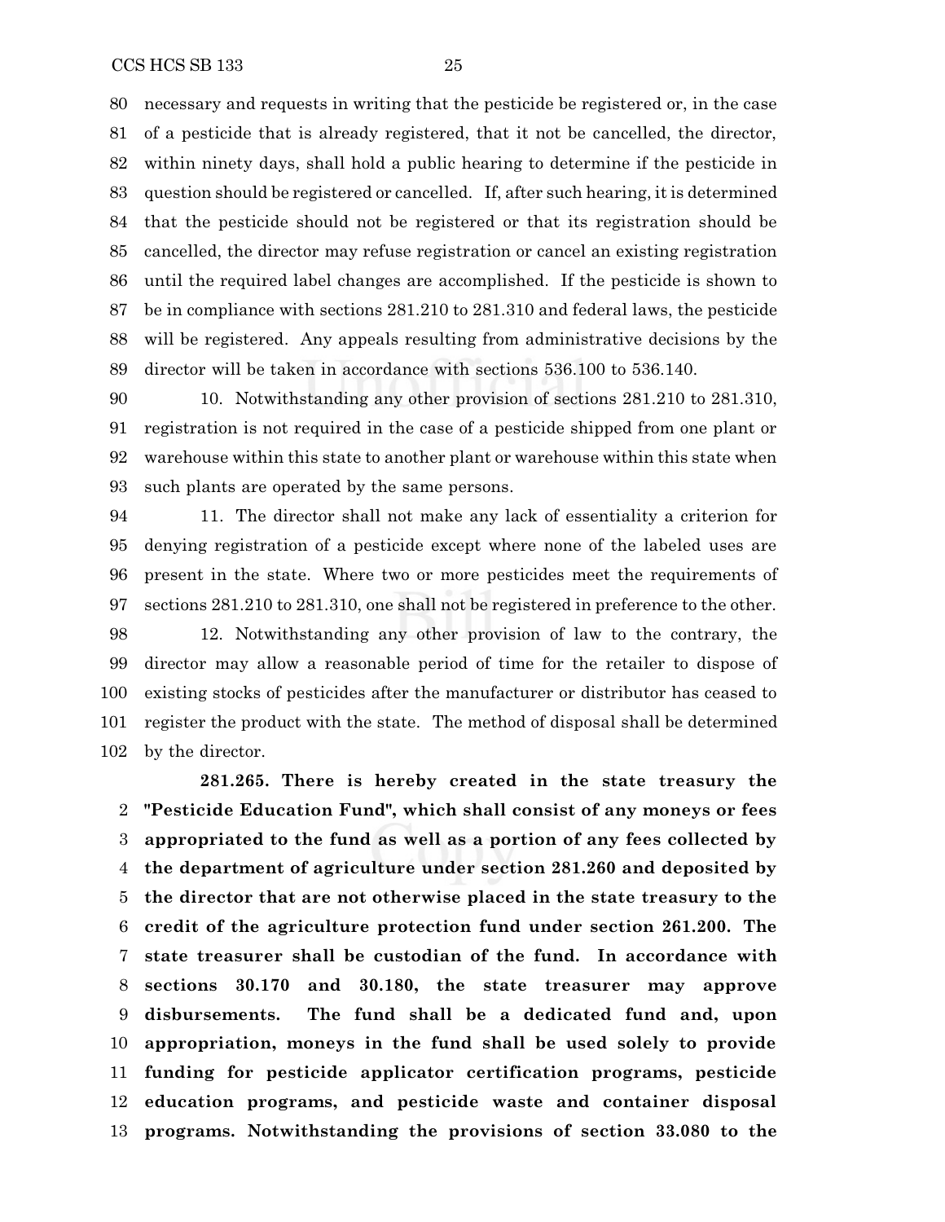necessary and requests in writing that the pesticide be registered or, in the case of a pesticide that is already registered, that it not be cancelled, the director, within ninety days, shall hold a public hearing to determine if the pesticide in question should be registered or cancelled. If, after such hearing, it is determined that the pesticide should not be registered or that its registration should be cancelled, the director may refuse registration or cancel an existing registration until the required label changes are accomplished. If the pesticide is shown to be in compliance with sections 281.210 to 281.310 and federal laws, the pesticide will be registered. Any appeals resulting from administrative decisions by the director will be taken in accordance with sections 536.100 to 536.140.

10. Notwithstanding any other provision of sections 281.210 to 281.310, registration is not required in the case of a pesticide shipped from one plant or warehouse within this state to another plant or warehouse within this state when such plants are operated by the same persons.

11. The director shall not make any lack of essentiality a criterion for denying registration of a pesticide except where none of the labeled uses are present in the state. Where two or more pesticides meet the requirements of sections 281.210 to 281.310, one shall not be registered in preference to the other.

12. Notwithstanding any other provision of law to the contrary, the director may allow a reasonable period of time for the retailer to dispose of existing stocks of pesticides after the manufacturer or distributor has ceased to register the product with the state. The method of disposal shall be determined by the director.

**281.265. There is hereby created in the state treasury the "Pesticide Education Fund", which shall consist of any moneys or fees appropriated to the fund as well as a portion of any fees collected by the department of agriculture under section 281.260 and deposited by the director that are not otherwise placed in the state treasury to the credit of the agriculture protection fund under section 261.200. The state treasurer shall be custodian of the fund. In accordance with sections 30.170 and 30.180, the state treasurer may approve disbursements. The fund shall be a dedicated fund and, upon appropriation, moneys in the fund shall be used solely to provide funding for pesticide applicator certification programs, pesticide education programs, and pesticide waste and container disposal programs. Notwithstanding the provisions of section 33.080 to the**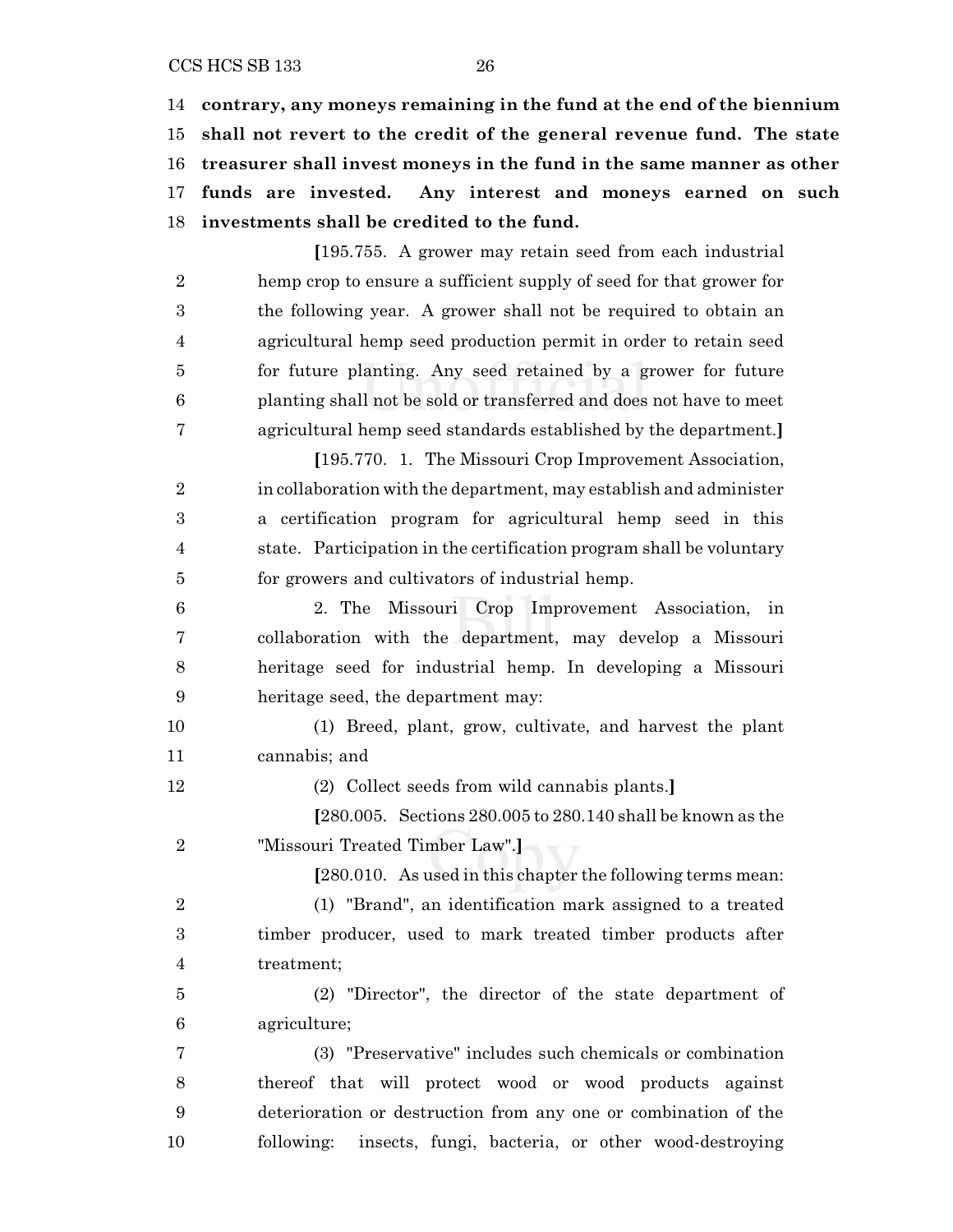**contrary, any moneys remaining in the fund at the end of the biennium shall not revert to the credit of the general revenue fund. The state treasurer shall invest moneys in the fund in the same manner as other funds are invested. Any interest and moneys earned on such investments shall be credited to the fund.**

[195.755. A grower may retain seed from each industrial hemp crop to ensure a sufficient supply of seed for that grower for the following year. A grower shall not be required to obtain an agricultural hemp seed production permit in order to retain seed for future planting. Any seed retained by a grower for future planting shall not be sold or transferred and does not have to meet agricultural hemp seed standards established by the department.]

[195.770. 1. The Missouri Crop Improvement Association, in collaboration with the department, may establish and administer a certification program for agricultural hemp seed in this state. Participation in the certification program shall be voluntary for growers and cultivators of industrial hemp.

2. The Missouri Crop Improvement Association, in collaboration with the department, may develop a Missouri heritage seed for industrial hemp. In developing a Missouri heritage seed, the department may:

(1) Breed, plant, grow, cultivate, and harvest the plant cannabis; and

(2) Collect seeds from wild cannabis plants.]

[280.005. Sections 280.005 to 280.140 shall be known as the "Missouri Treated Timber Law".]

[280.010. As used in this chapter the following terms mean:

(1) "Brand", an identification mark assigned to a treated timber producer, used to mark treated timber products after treatment;

(2) "Director", the director of the state department of agriculture;

(3) "Preservative" includes such chemicals or combination thereof that will protect wood or wood products against deterioration or destruction from any one or combination of the following: insects, fungi, bacteria, or other wood-destroying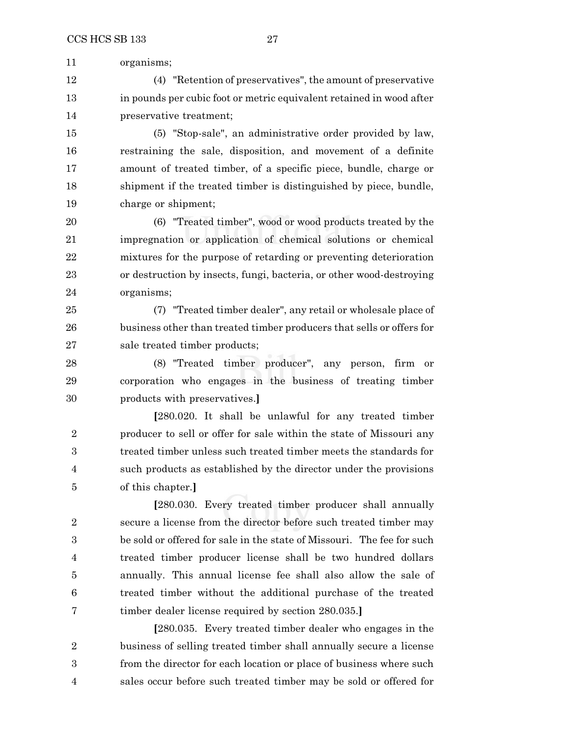organisms;

(4) "Retention of preservatives", the amount of preservative in pounds per cubic foot or metric equivalent retained in wood after preservative treatment;

(5) "Stop-sale", an administrative order provided by law, restraining the sale, disposition, and movement of a definite amount of treated timber, of a specific piece, bundle, charge or shipment if the treated timber is distinguished by piece, bundle, charge or shipment;

(6) "Treated timber", wood or wood products treated by the impregnation or application of chemical solutions or chemical mixtures for the purpose of retarding or preventing deterioration or destruction by insects, fungi, bacteria, or other wood-destroying organisms;

(7) "Treated timber dealer", any retail or wholesale place of business other than treated timber producers that sells or offers for sale treated timber products;

(8) "Treated timber producer", any person, firm or corporation who engages in the business of treating timber products with preservatives.**]**

**[**280.020. It shall be unlawful for any treated timber producer to sell or offer for sale within the state of Missouri any treated timber unless such treated timber meets the standards for such products as established by the director under the provisions of this chapter.**]**

**[**280.030. Every treated timber producer shall annually secure a license from the director before such treated timber may be sold or offered for sale in the state of Missouri. The fee for such treated timber producer license shall be two hundred dollars annually. This annual license fee shall also allow the sale of treated timber without the additional purchase of the treated timber dealer license required by section 280.035.**]**

**[**280.035. Every treated timber dealer who engages in the business of selling treated timber shall annually secure a license from the director for each location or place of business where such sales occur before such treated timber may be sold or offered for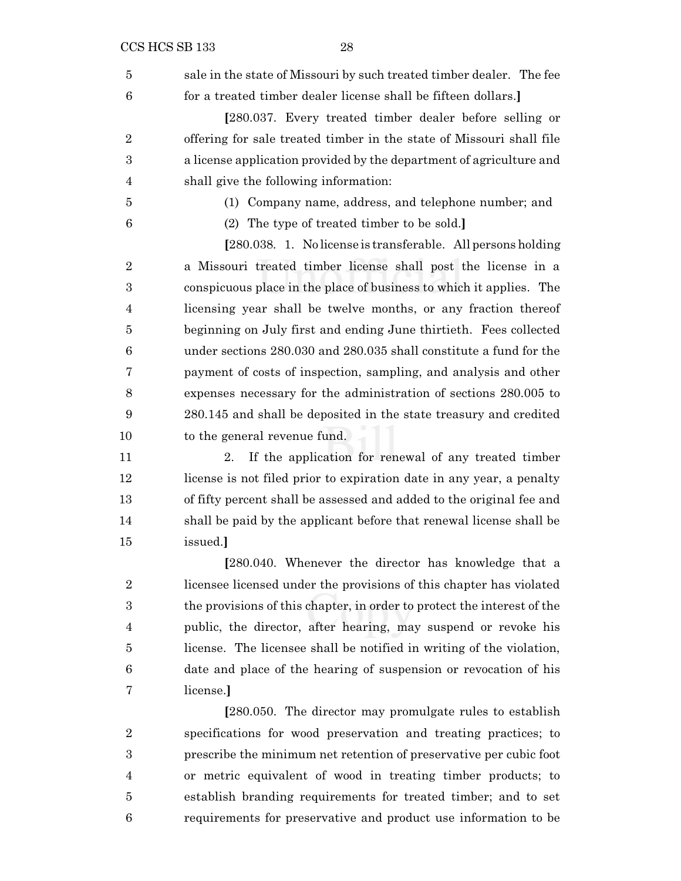sale in the state of Missouri by such treated timber dealer. The fee for a treated timber dealer license shall be fifteen dollars.]

[280.037. Every treated timber dealer before selling or offering for sale treated timber in the state of Missouri shall file a license application provided by the department of agriculture and shall give the following information:

(1) Company name, address, and telephone number; and

(2) The type of treated timber to be sold.]

[280.038. 1. No license is transferable. All persons holding a Missouri treated timber license shall post the license in a conspicuous place in the place of business to which it applies. The licensing year shall be twelve months, or any fraction thereof beginning on July first and ending June thirtieth. Fees collected under sections 280.030 and 280.035 shall constitute a fund for the payment of costs of inspection, sampling, and analysis and other expenses necessary for the administration of sections 280.005 to 280.145 and shall be deposited in the state treasury and credited to the general revenue fund.

2. If the application for renewal of any treated timber license is not filed prior to expiration date in any year, a penalty of fifty percent shall be assessed and added to the original fee and shall be paid by the applicant before that renewal license shall be issued.]

[280.040. Whenever the director has knowledge that a licensee licensed under the provisions of this chapter has violated the provisions of this chapter, in order to protect the interest of the public, the director, after hearing, may suspend or revoke his license. The licensee shall be notified in writing of the violation, date and place of the hearing of suspension or revocation of his license.]

[280.050. The director may promulgate rules to establish specifications for wood preservation and treating practices; to prescribe the minimum net retention of preservative per cubic foot or metric equivalent of wood in treating timber products; to establish branding requirements for treated timber; and to set requirements for preservative and product use information to be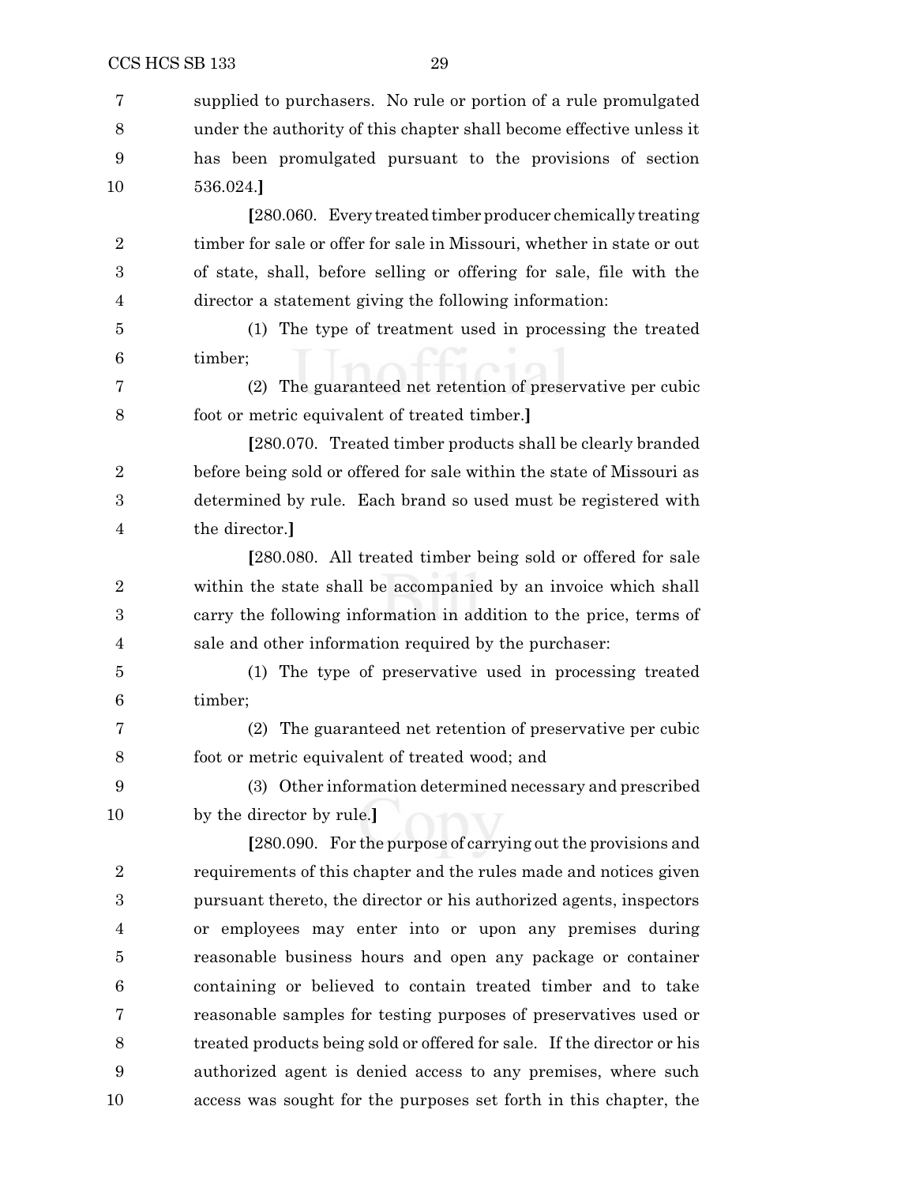supplied to purchasers. No rule or portion of a rule promulgated under the authority of this chapter shall become effective unless it has been promulgated pursuant to the provisions of section 536.024.]

[280.060. Every treated timber producer chemically treating timber for sale or offer for sale in Missouri, whether in state or out of state, shall, before selling or offering for sale, file with the director a statement giving the following information:

(1) The type of treatment used in processing the treated timber;

(2) The guaranteed net retention of preservative per cubic foot or metric equivalent of treated timber.]

[280.070. Treated timber products shall be clearly branded before being sold or offered for sale within the state of Missouri as determined by rule. Each brand so used must be registered with the director.]

[280.080. All treated timber being sold or offered for sale within the state shall be accompanied by an invoice which shall carry the following information in addition to the price, terms of sale and other information required by the purchaser:

(1) The type of preservative used in processing treated timber;

(2) The guaranteed net retention of preservative per cubic foot or metric equivalent of treated wood; and

(3) Other information determined necessary and prescribed by the director by rule.]

[280.090. For the purpose of carrying out the provisions and requirements of this chapter and the rules made and notices given pursuant thereto, the director or his authorized agents, inspectors or employees may enter into or upon any premises during reasonable business hours and open any package or container containing or believed to contain treated timber and to take reasonable samples for testing purposes of preservatives used or treated products being sold or offered for sale. If the director or his authorized agent is denied access to any premises, where such access was sought for the purposes set forth in this chapter, the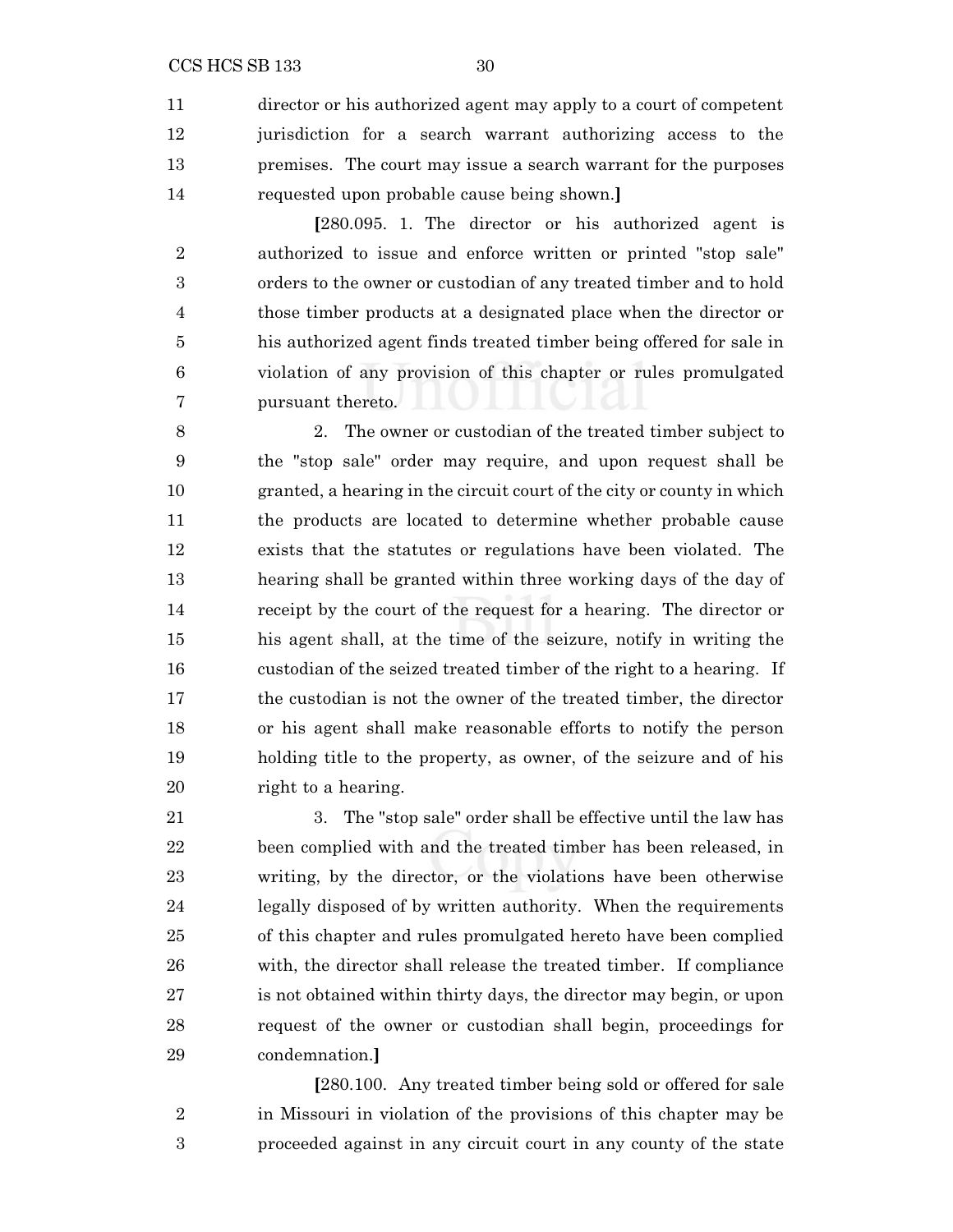director or his authorized agent may apply to a court of competent jurisdiction for a search warrant authorizing access to the premises. The court may issue a search warrant for the purposes requested upon probable cause being shown.**]**

**[**280.095. 1. The director or his authorized agent is authorized to issue and enforce written or printed "stop sale" orders to the owner or custodian of any treated timber and to hold those timber products at a designated place when the director or his authorized agent finds treated timber being offered for sale in violation of any provision of this chapter or rules promulgated pursuant thereto.

2. The owner or custodian of the treated timber subject to the "stop sale" order may require, and upon request shall be granted, a hearing in the circuit court of the city or county in which the products are located to determine whether probable cause exists that the statutes or regulations have been violated. The hearing shall be granted within three working days of the day of receipt by the court of the request for a hearing. The director or his agent shall, at the time of the seizure, notify in writing the custodian of the seized treated timber of the right to a hearing. If the custodian is not the owner of the treated timber, the director or his agent shall make reasonable efforts to notify the person holding title to the property, as owner, of the seizure and of his right to a hearing.

3. The "stop sale" order shall be effective until the law has been complied with and the treated timber has been released, in writing, by the director, or the violations have been otherwise legally disposed of by written authority. When the requirements of this chapter and rules promulgated hereto have been complied with, the director shall release the treated timber. If compliance is not obtained within thirty days, the director may begin, or upon request of the owner or custodian shall begin, proceedings for condemnation.**]**

**[**280.100. Any treated timber being sold or offered for sale in Missouri in violation of the provisions of this chapter may be proceeded against in any circuit court in any county of the state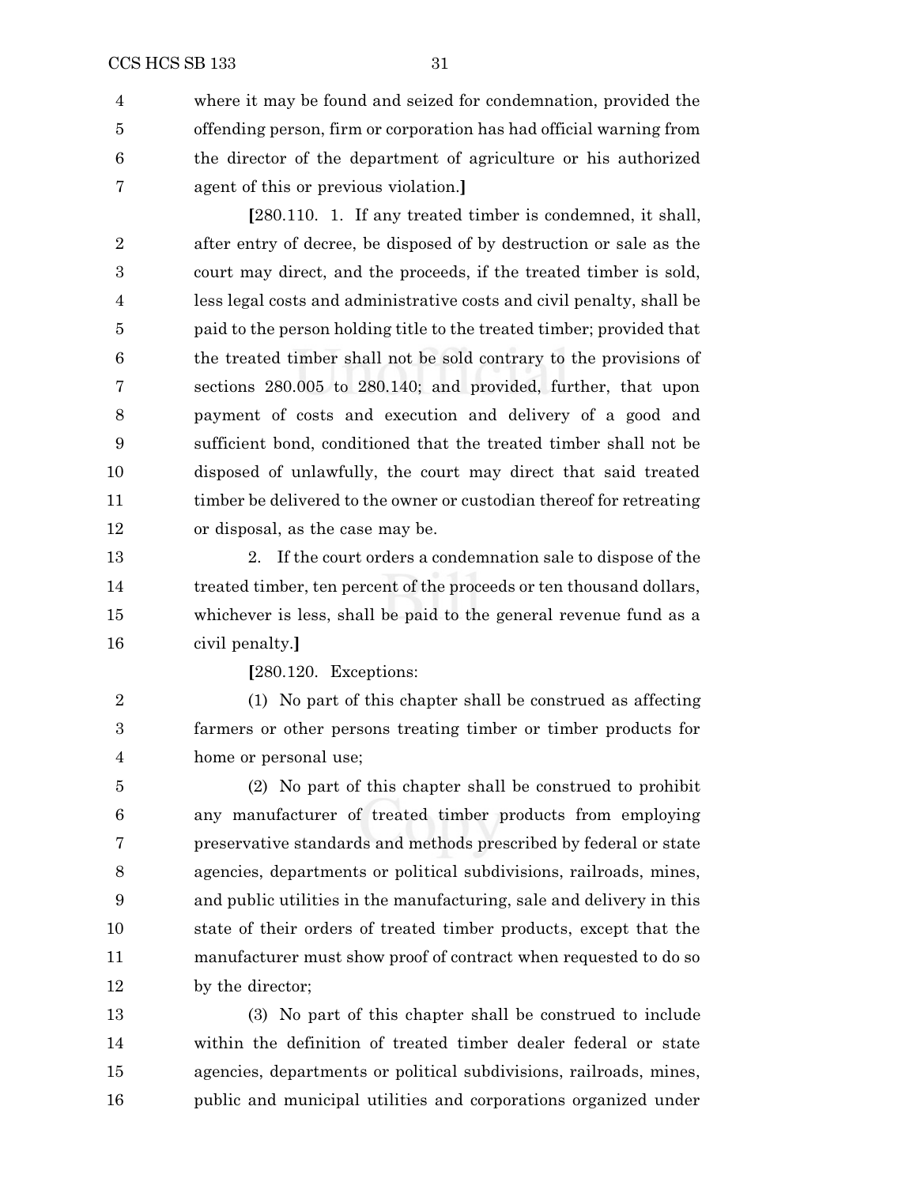where it may be found and seized for condemnation, provided the offending person, firm or corporation has had official warning from the director of the department of agriculture or his authorized agent of this or previous violation.]

[280.110. 1. If any treated timber is condemned, it shall, after entry of decree, be disposed of by destruction or sale as the court may direct, and the proceeds, if the treated timber is sold, less legal costs and administrative costs and civil penalty, shall be paid to the person holding title to the treated timber; provided that the treated timber shall not be sold contrary to the provisions of sections 280.005 to 280.140; and provided, further, that upon payment of costs and execution and delivery of a good and sufficient bond, conditioned that the treated timber shall not be disposed of unlawfully, the court may direct that said treated timber be delivered to the owner or custodian thereof for retreating or disposal, as the case may be.

2. If the court orders a condemnation sale to dispose of the treated timber, ten percent of the proceeds or ten thousand dollars, whichever is less, shall be paid to the general revenue fund as a civil penalty.]

[280.120. Exceptions:

(1) No part of this chapter shall be construed as affecting farmers or other persons treating timber or timber products for home or personal use;

(2) No part of this chapter shall be construed to prohibit any manufacturer of treated timber products from employing preservative standards and methods prescribed by federal or state agencies, departments or political subdivisions, railroads, mines, and public utilities in the manufacturing, sale and delivery in this state of their orders of treated timber products, except that the manufacturer must show proof of contract when requested to do so by the director;

(3) No part of this chapter shall be construed to include within the definition of treated timber dealer federal or state agencies, departments or political subdivisions, railroads, mines, public and municipal utilities and corporations organized under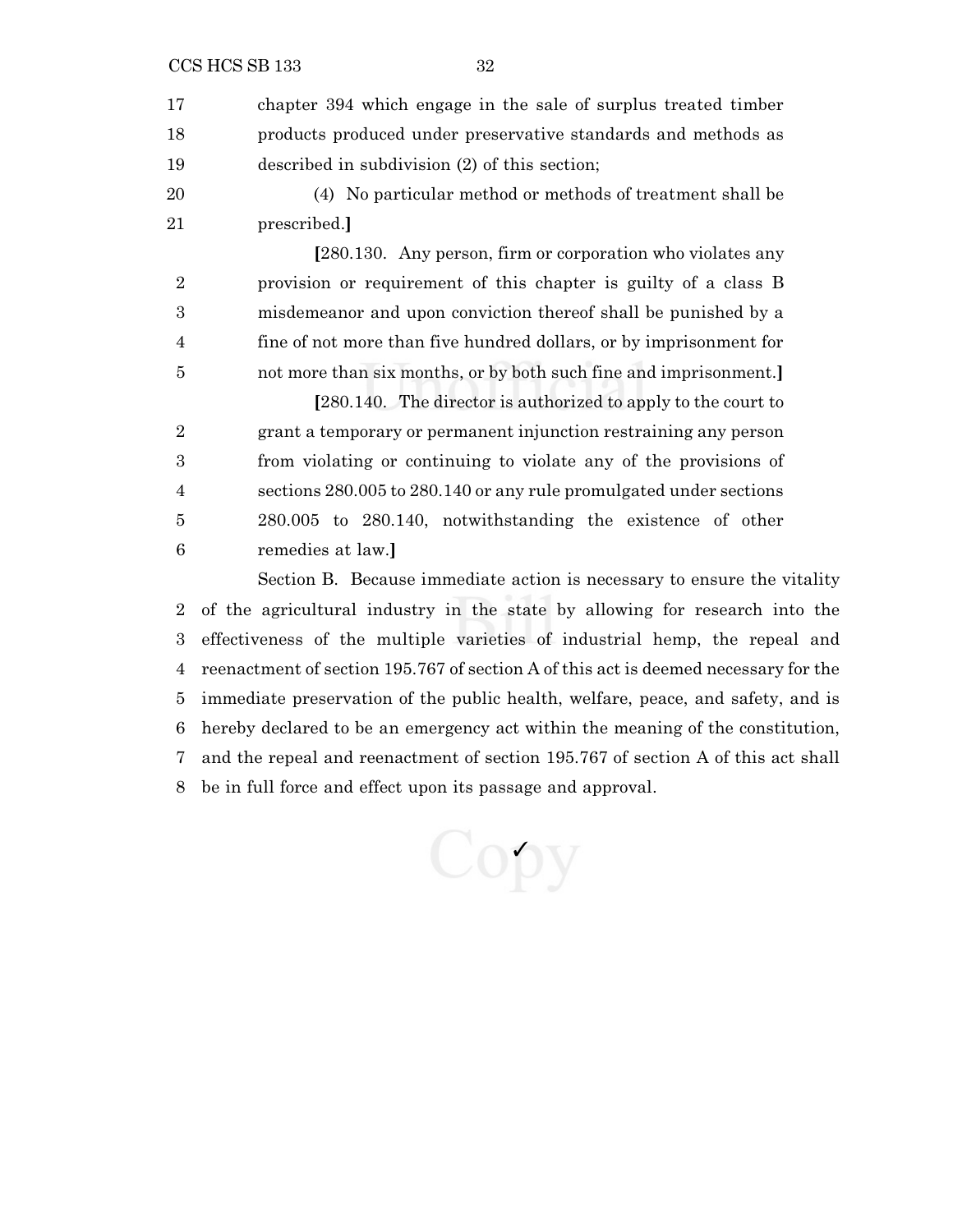chapter 394 which engage in the sale of surplus treated timber products produced under preservative standards and methods as described in subdivision (2) of this section;

(4) No particular method or methods of treatment shall be prescribed.]

[280.130. Any person, firm or corporation who violates any provision or requirement of this chapter is guilty of a class B misdemeanor and upon conviction thereof shall be punished by a fine of not more than five hundred dollars, or by imprisonment for not more than six months, or by both such fine and imprisonment.]

[280.140. The director is authorized to apply to the court to grant a temporary or permanent injunction restraining any person from violating or continuing to violate any of the provisions of sections 280.005 to 280.140 or any rule promulgated under sections 280.005 to 280.140, notwithstanding the existence of other remedies at law.]

Section B. Because immediate action is necessary to ensure the vitality of the agricultural industry in the state by allowing for research into the effectiveness of the multiple varieties of industrial hemp, the repeal and reenactment of section 195.767 of section A of this act is deemed necessary for the immediate preservation of the public health, welfare, peace, and safety, and is hereby declared to be an emergency act within the meaning of the constitution, and the repeal and reenactment of section 195.767 of section A of this act shall be in full force and effect upon its passage and approval.

✓